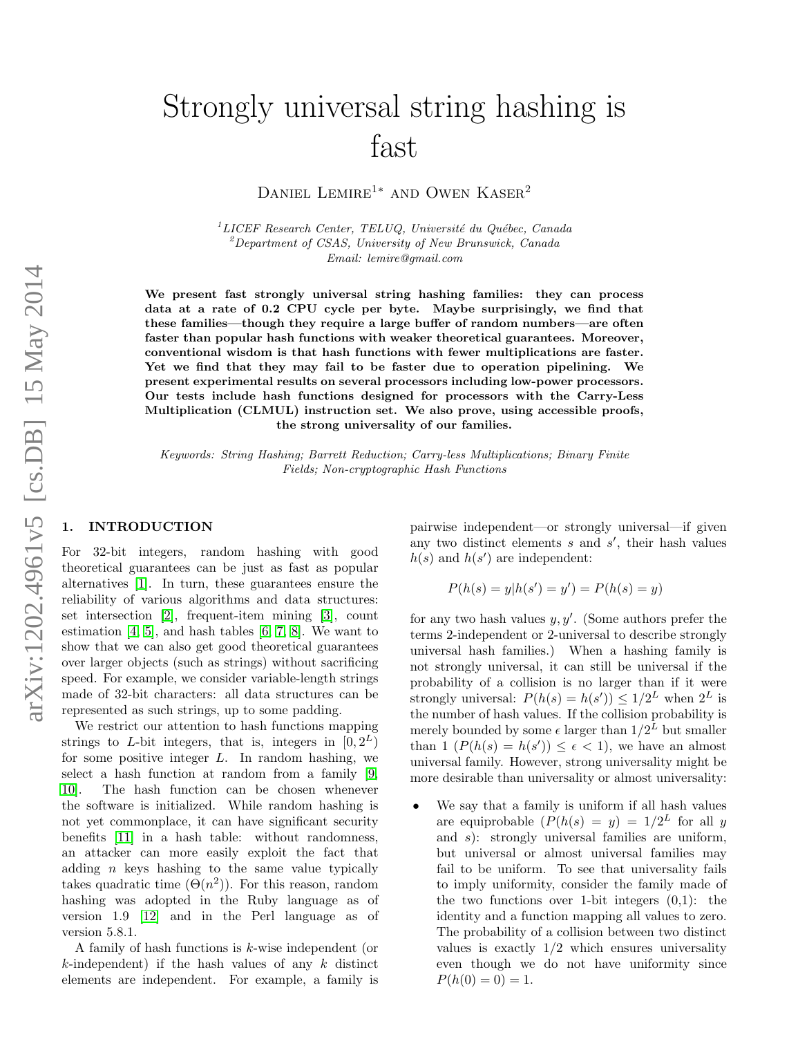# Strongly universal string hashing is fast

Daniel Lemire[1*] and Owen Kaser[2]

[1] *LICEF Research Center, TELUQ, Université du Québec, Canada*
[2] *Department of CSAS, University of New Brunswick, Canada*
*Email: lemire@gmail.com*

**We present fast strongly universal string hashing families: they can process data at a rate of 0.2 CPU cycle per byte. Maybe surprisingly, we find that these families—though they require a large buffer of random numbers—are often faster than popular hash functions with weaker theoretical guarantees. Moreover, conventional wisdom is that hash functions with fewer multiplications are faster. Yet we find that they may fail to be faster due to operation pipelining. We present experimental results on several processors including low-power processors. Our tests include hash functions designed for processors with the Carry-Less Multiplication (CLMUL) instruction set. We also prove, using accessible proofs, the strong universality of our families.**

*Keywords: String Hashing; Barrett Reduction; Carry-less Multiplications; Binary Finite Fields; Non-cryptographic Hash Functions*

## 1. INTRODUCTION

For 32-bit integers, random hashing with good theoretical guarantees can be just as fast as popular alternatives [1]. In turn, these guarantees ensure the reliability of various algorithms and data structures: set intersection [2], frequent-item mining [3], count estimation [4, 5], and hash tables [6, 7, 8]. We want to show that we can also get good theoretical guarantees over larger objects (such as strings) without sacrificing speed. For example, we consider variable-length strings made of 32-bit characters: all data structures can be represented as such strings, up to some padding.

We restrict our attention to hash functions mapping strings to $L$-bit integers, that is, integers in $[0, 2^L)$ for some positive integer $L$. In random hashing, we select a hash function at random from a family [9, 10]. The hash function can be chosen whenever the software is initialized. While random hashing is not yet commonplace, it can have significant security benefits [11] in a hash table: without randomness, an attacker can more easily exploit the fact that adding $n$ keys hashing to the same value typically takes quadratic time ($\Theta(n^2)$). For this reason, random hashing was adopted in the Ruby language as of version 1.9 [12] and in the Perl language as of version 5.8.1.

A family of hash functions is $k$-wise independent (or $k$-independent) if the hash values of any $k$ distinct elements are independent. For example, a family is pairwise independent—or strongly universal—if given any two distinct elements $s$ and $s'$, their hash values $h(s)$ and $h(s')$ are independent:

$$P(h(s) = y | h(s') = y') = P(h(s) = y)$$

for any two hash values $y, y'$. (Some authors prefer the terms 2-independent or 2-universal to describe strongly universal hash families.) When a hashing family is not strongly universal, it can still be universal if the probability of a collision is no larger than if it were strongly universal: $P(h(s) = h(s')) \leq 1/2^L$ when $2^L$ is the number of hash values. If the collision probability is merely bounded by some $\epsilon$ larger than $1/2^L$ but smaller than 1 ($P(h(s) = h(s')) \leq \epsilon < 1$), we have an almost universal family. However, strong universality might be more desirable than universality or almost universality:

- We say that a family is uniform if all hash values are equiprobable ($P(h(s) = y) = 1/2^L$ for all $y$ and $s$): strongly universal families are uniform, but universal or almost universal families may fail to be uniform. To see that universality fails to imply uniformity, consider the family made of the two functions over 1-bit integers (0,1): the identity and a function mapping all values to zero. The probability of a collision between two distinct values is exactly 1/2 which ensures universality even though we do not have uniformity since $P(h(0) = 0) = 1$.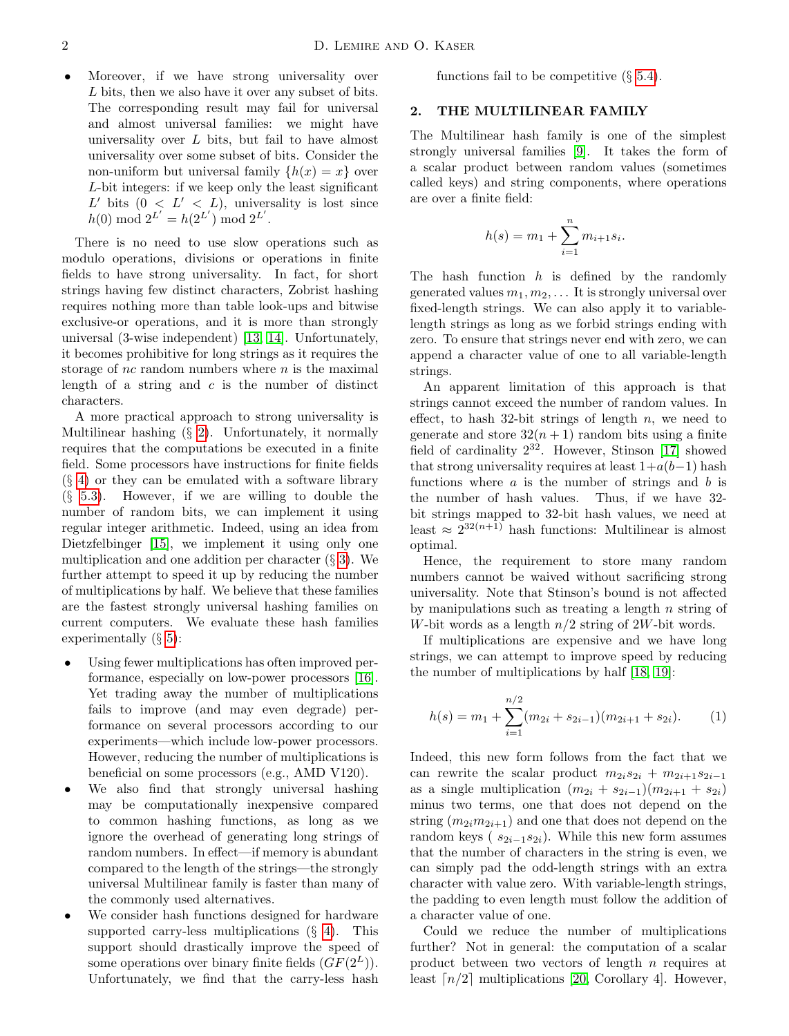- Moreover, if we have strong universality over $L$ bits, then we also have it over any subset of bits. The corresponding result may fail for universal and almost universal families: we might have universality over $L$ bits, but fail to have almost universality over some subset of bits. Consider the non-uniform but universal family $\{h(x) = x\}$ over $L$-bit integers: if we keep only the least significant $L'$ bits ($0 < L' < L$), universality is lost since $h(0) \bmod 2^{L'} = h(2^{L'}) \bmod 2^{L'}$.

There is no need to use slow operations such as modulo operations, divisions or operations in finite fields to have strong universality. In fact, for short strings having few distinct characters, Zobrist hashing requires nothing more than table look-ups and bitwise exclusive-or operations, and it is more than strongly universal (3-wise independent) [13, 14]. Unfortunately, it becomes prohibitive for long strings as it requires the storage of $nc$ random numbers where $n$ is the maximal length of a string and $c$ is the number of distinct characters.

A more practical approach to strong universality is Multilinear hashing (§ 2). Unfortunately, it normally requires that the computations be executed in a finite field. Some processors have instructions for finite fields (§ 4) or they can be emulated with a software library (§ 5.3). However, if we are willing to double the number of random bits, we can implement it using regular integer arithmetic. Indeed, using an idea from Dietzfelbinger [15], we implement it using only one multiplication and one addition per character (§ 3). We further attempt to speed it up by reducing the number of multiplications by half. We believe that these families are the fastest strongly universal hashing families on current computers. We evaluate these hash families experimentally (§ 5):

- Using fewer multiplications has often improved performance, especially on low-power processors [16]. Yet trading away the number of multiplications fails to improve (and may even degrade) performance on several processors according to our experiments—which include low-power processors. However, reducing the number of multiplications is beneficial on some processors (e.g., AMD V120).
- We also find that strongly universal hashing may be computationally inexpensive compared to common hashing functions, as long as we ignore the overhead of generating long strings of random numbers. In effect—if memory is abundant compared to the length of the strings—the strongly universal Multilinear family is faster than many of the commonly used alternatives.
- We consider hash functions designed for hardware supported carry-less multiplications (§ 4). This support should drastically improve the speed of some operations over binary finite fields ($GF(2^L)$). Unfortunately, we find that the carry-less hash functions fail to be competitive (§ 5.4).

## 2. THE MULTILINEAR FAMILY

The Multilinear hash family is one of the simplest strongly universal families [9]. It takes the form of a scalar product between random values (sometimes called keys) and string components, where operations are over a finite field:

$$h(s) = m_1 + \sum_{i=1}^{n} m_{i+1} s_i.$$

The hash function $h$ is defined by the randomly generated values $m_1, m_2, \ldots$ It is strongly universal over fixed-length strings. We can also apply it to variable-length strings as long as we forbid strings ending with zero. To ensure that strings never end with zero, we can append a character value of one to all variable-length strings.

An apparent limitation of this approach is that strings cannot exceed the number of random values. In effect, to hash 32-bit strings of length $n$, we need to generate and store $32(n+1)$ random bits using a finite field of cardinality $2^{32}$. However, Stinson [17] showed that strong universality requires at least $1+a(b-1)$ hash functions where $a$ is the number of strings and $b$ is the number of hash values. Thus, if we have 32-bit strings mapped to 32-bit hash values, we need at least $\approx 2^{32(n+1)}$ hash functions: Multilinear is almost optimal.

Hence, the requirement to store many random numbers cannot be waived without sacrificing strong universality. Note that Stinson's bound is not affected by manipulations such as treating a length $n$ string of $W$-bit words as a length $n/2$ string of $2W$-bit words.

If multiplications are expensive and we have long strings, we can attempt to improve speed by reducing the number of multiplications by half [18, 19]:

$$h(s) = m_1 + \sum_{i=1}^{n/2} (m_{2i} + s_{2i-1})(m_{2i+1} + s_{2i}). \qquad (1)$$

Indeed, this new form follows from the fact that we can rewrite the scalar product $m_{2i}s_{2i} + m_{2i+1}s_{2i-1}$ as a single multiplication $(m_{2i} + s_{2i-1})(m_{2i+1} + s_{2i})$ minus two terms, one that does not depend on the string ($m_{2i}m_{2i+1}$) and one that does not depend on the random keys ( $s_{2i-1}s_{2i}$). While this new form assumes that the number of characters in the string is even, we can simply pad the odd-length strings with an extra character with value zero. With variable-length strings, the padding to even length must follow the addition of a character value of one.

Could we reduce the number of multiplications further? Not in general: the computation of a scalar product between two vectors of length $n$ requires at least $\lceil n/2 \rceil$ multiplications [20, Corollary 4]. However,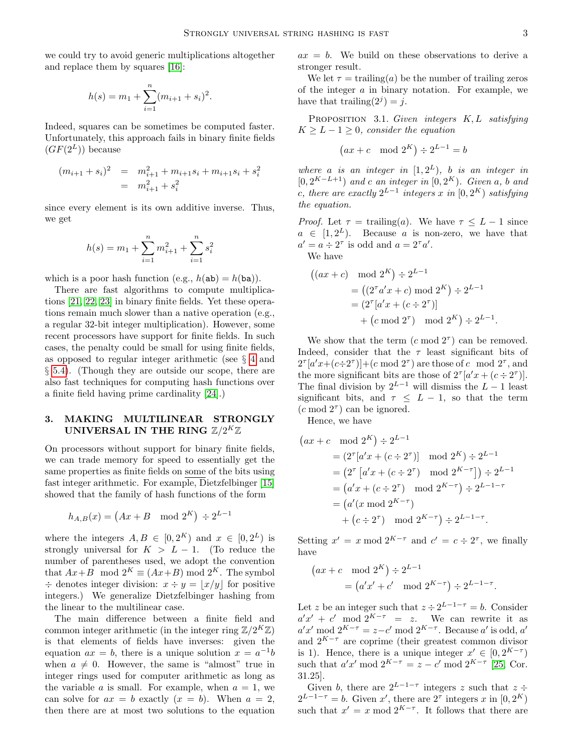we could try to avoid generic multiplications altogether and replace them by squares [16]:

$$h(s) = m_1 + \sum_{i=1}^{n} (m_{i+1} + s_i)^2.$$

Indeed, squares can be sometimes be computed faster. Unfortunately, this approach fails in binary finite fields ($GF(2^L)$) because

$$\begin{aligned}(m_{i+1} + s_i)^2 &= m_{i+1}^2 + m_{i+1}s_i + m_{i+1}s_i + s_i^2 \\ &= m_{i+1}^2 + s_i^2\end{aligned}$$

since every element is its own additive inverse. Thus, we get

$$h(s) = m_1 + \sum_{i=1}^{n} m_{i+1}^2 + \sum_{i=1}^{n} s_i^2$$

which is a poor hash function (e.g., $h(\mathtt{ab}) = h(\mathtt{ba})$).

There are fast algorithms to compute multiplications [21, 22, 23] in binary finite fields. Yet these operations remain much slower than a native operation (e.g., a regular 32-bit integer multiplication). However, some recent processors have support for finite fields. In such cases, the penalty could be small for using finite fields, as opposed to regular integer arithmetic (see § 4 and § 5.4). (Though they are outside our scope, there are also fast techniques for computing hash functions over a finite field having prime cardinality [24].)

## 3. MAKING MULTILINEAR STRONGLY UNIVERSAL IN THE RING $\mathbb{Z}/2^K\mathbb{Z}$

On processors without support for binary finite fields, we can trade memory for speed to essentially get the same properties as finite fields on some of the bits using fast integer arithmetic. For example, Dietzfelbinger [15] showed that the family of hash functions of the form

$$h_{A,B}(x) = \left(Ax + B \mod 2^K\right) \div 2^{L-1}$$

where the integers $A, B \in [0, 2^K)$ and $x \in [0, 2^L)$ is strongly universal for $K > L - 1$. (To reduce the number of parentheses used, we adopt the convention that $Ax+B \mod 2^K \equiv (Ax+B) \bmod 2^K$. The symbol $\div$ denotes integer division: $x \div y = \lfloor x/y \rfloor$ for positive integers.) We generalize Dietzfelbinger hashing from the linear to the multilinear case.

The main difference between a finite field and common integer arithmetic (in the integer ring $\mathbb{Z}/2^K\mathbb{Z}$) is that elements of fields have inverses: given the equation $ax = b$, there is a unique solution $x = a^{-1}b$ when $a \neq 0$. However, the same is "almost" true in integer rings used for computer arithmetic as long as the variable $a$ is small. For example, when $a = 1$, we can solve for $ax = b$ exactly ($x = b$). When $a = 2$, then there are at most two solutions to the equation $ax = b$. We build on these observations to derive a stronger result.

We let $\tau = \text{trailing}(a)$ be the number of trailing zeros of the integer $a$ in binary notation. For example, we have that $\text{trailing}(2^j) = j$.

PROPOSITION 3.1. *Given integers $K, L$ satisfying $K \geq L - 1 \geq 0$, consider the equation*

$$\left(ax + c \mod 2^K\right) \div 2^{L-1} = b$$

*where $a$ is an integer in $[1, 2^L)$, $b$ is an integer in $[0, 2^{K-L+1})$ and $c$ an integer in $[0, 2^K)$. Given $a$, $b$ and $c$, there are exactly $2^{L-1}$ integers $x$ in $[0, 2^K)$ satisfying the equation.*

*Proof.* Let $\tau = \text{trailing}(a)$. We have $\tau \leq L - 1$ since $a \in [1, 2^L)$. Because $a$ is non-zero, we have that $a' = a \div 2^\tau$ is odd and $a = 2^\tau a'$.

We have

$$\begin{aligned}&\left((ax + c) \mod 2^K\right) \div 2^{L-1} \\ &\quad= \left((2^\tau a'x + c) \bmod 2^K\right) \div 2^{L-1} \\ &\quad= (2^\tau[a'x + (c \div 2^\tau)] \\ &\qquad + \left(c \bmod 2^\tau\right) \mod 2^K\right) \div 2^{L-1}.\end{aligned}$$

We show that the term $(c \bmod 2^\tau)$ can be removed. Indeed, consider that the $\tau$ least significant bits of $2^\tau[a'x+(c\div 2^\tau)]+(c \bmod 2^\tau)$ are those of $c \mod 2^\tau$, and the more significant bits are those of $2^\tau[a'x + (c \div 2^\tau)]$. The final division by $2^{L-1}$ will dismiss the $L-1$ least significant bits, and $\tau \leq L - 1$, so that the term $(c \bmod 2^\tau)$ can be ignored.

Hence, we have

$$\begin{aligned}&\left(ax + c \mod 2^K\right) \div 2^{L-1} \\ &\quad= (2^\tau[a'x + (c \div 2^\tau)] \mod 2^K) \div 2^{L-1} \\ &\quad= \left(2^\tau \left[a'x + (c \div 2^\tau) \mod 2^{K-\tau}\right]\right) \div 2^{L-1} \\ &\quad= \left(a'x + (c \div 2^\tau) \mod 2^{K-\tau}\right) \div 2^{L-1-\tau} \\ &\quad= \left(a'(x \bmod 2^{K-\tau})\right. \\ &\qquad \left. + \left(c \div 2^\tau\right) \mod 2^{K-\tau}\right) \div 2^{L-1-\tau}.\end{aligned}$$

Setting $x' = x \bmod 2^{K-\tau}$ and $c' = c \div 2^\tau$, we finally have

$$\begin{aligned}&\left(ax + c \mod 2^K\right) \div 2^{L-1} \\ &\quad= \left(a'x' + c' \mod 2^{K-\tau}\right) \div 2^{L-1-\tau}.\end{aligned}$$

Let $z$ be an integer such that $z \div 2^{L-1-\tau} = b$. Consider $a'x' + c' \mod 2^{K-\tau} = z$. We can rewrite it as $a'x' \bmod 2^{K-\tau} = z - c' \bmod 2^{K-\tau}$. Because $a'$ is odd, $a'$ and $2^{K-\tau}$ are coprime (their greatest common divisor is 1). Hence, there is a unique integer $x' \in [0, 2^{K-\tau})$ such that $a'x' \bmod 2^{K-\tau} = z - c' \bmod 2^{K-\tau}$ [25, Cor. 31.25].

Given $b$, there are $2^{L-1-\tau}$ integers $z$ such that $z \div 2^{L-1-\tau} = b$. Given $x'$, there are $2^\tau$ integers $x$ in $[0, 2^K)$ such that $x' = x \bmod 2^{K-\tau}$. It follows that there are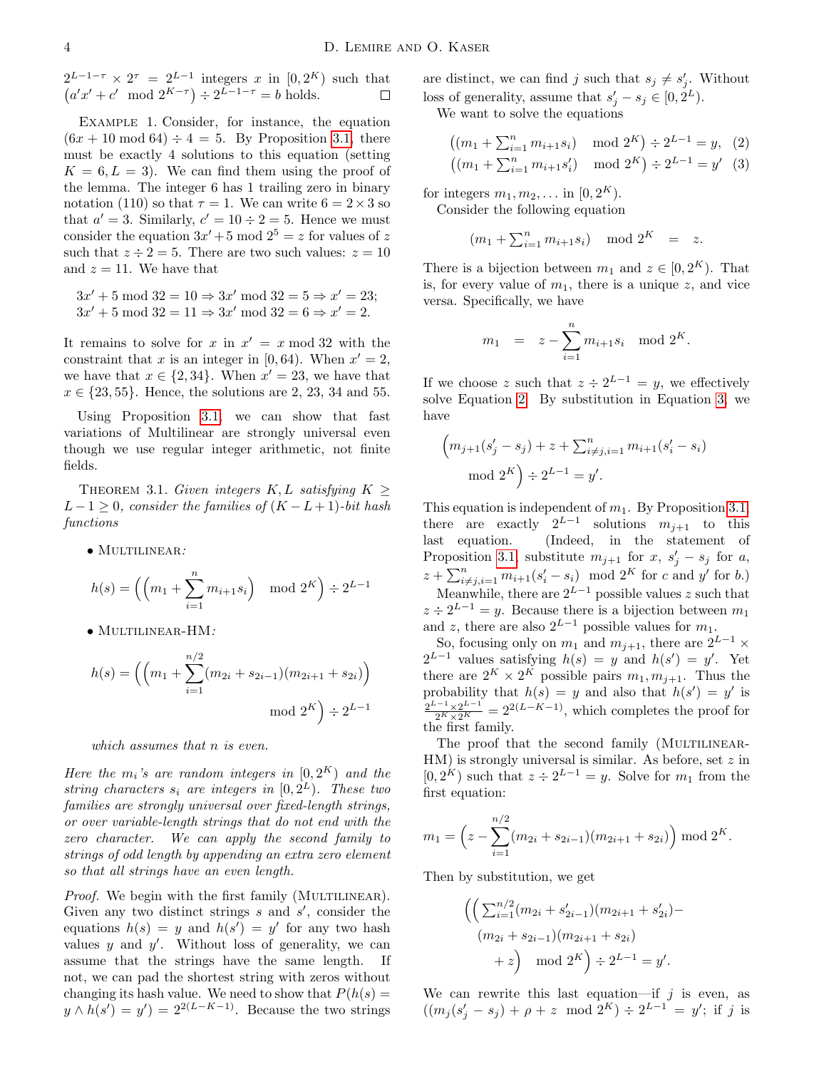$2^{L-1-\tau} \times 2^\tau = 2^{L-1}$ integers $x$ in $[0, 2^K)$ such that $(a'x' + c' \mod 2^{K-\tau}) \div 2^{L-1-\tau} = b$ holds. □

Example 1. Consider, for instance, the equation $(6x + 10 \mod 64) \div 4 = 5$. By Proposition 3.1, there must be exactly 4 solutions to this equation (setting $K = 6, L = 3$). We can find them using the proof of the lemma. The integer 6 has 1 trailing zero in binary notation (110) so that $\tau = 1$. We can write $6 = 2 \times 3$ so that $a' = 3$. Similarly, $c' = 10 \div 2 = 5$. Hence we must consider the equation $3x' + 5 \mod 2^5 = z$ for values of $z$ such that $z \div 2 = 5$. There are two such values: $z = 10$ and $z = 11$. We have that

$$3x' + 5 \mod 32 = 10 \Rightarrow 3x' \mod 32 = 5 \Rightarrow x' = 23;$$
$$3x' + 5 \mod 32 = 11 \Rightarrow 3x' \mod 32 = 6 \Rightarrow x' = 2.$$

It remains to solve for $x$ in $x' = x \mod 32$ with the constraint that $x$ is an integer in $[0, 64)$. When $x' = 2$, we have that $x \in \{2, 34\}$. When $x' = 23$, we have that $x \in \{23, 55\}$. Hence, the solutions are 2, 23, 34 and 55.

Using Proposition 3.1, we can show that fast variations of Multilinear are strongly universal even though we use regular integer arithmetic, not finite fields.

Theorem 3.1. *Given integers $K, L$ satisfying $K \geq L - 1 \geq 0$, consider the families of $(K - L + 1)$-bit hash functions*

- Multilinear*:*

$$h(s) = \left(\left(m_1 + \sum_{i=1}^{n} m_{i+1} s_i\right) \mod 2^K\right) \div 2^{L-1}$$

- Multilinear-HM*:*

$$h(s) = \left(\left(m_1 + \sum_{i=1}^{n/2} (m_{2i} + s_{2i-1})(m_{2i+1} + s_{2i})\right) \mod 2^K\right) \div 2^{L-1}$$

*which assumes that $n$ is even.*

*Here the $m_i$'s are random integers in $[0, 2^K)$ and the string characters $s_i$ are integers in $[0, 2^L)$. These two families are strongly universal over fixed-length strings, or over variable-length strings that do not end with the zero character. We can apply the second family to strings of odd length by appending an extra zero element so that all strings have an even length.*

*Proof.* We begin with the first family (Multilinear). Given any two distinct strings $s$ and $s'$, consider the equations $h(s) = y$ and $h(s') = y'$ for any two hash values $y$ and $y'$. Without loss of generality, we can assume that the strings have the same length. If not, we can pad the shortest string with zeros without changing its hash value. We need to show that $P(h(s) = y \wedge h(s') = y') = 2^{2(L-K-1)}$. Because the two strings are distinct, we can find $j$ such that $s_j \neq s'_j$. Without loss of generality, assume that $s'_j - s_j \in [0, 2^L)$.

We want to solve the equations

$$\left((m_1 + \textstyle\sum_{i=1}^{n} m_{i+1} s_i) \mod 2^K\right) \div 2^{L-1} = y, \quad (2)$$
$$\left((m_1 + \textstyle\sum_{i=1}^{n} m_{i+1} s'_i) \mod 2^K\right) \div 2^{L-1} = y' \quad (3)$$

for integers $m_1, m_2, \ldots$ in $[0, 2^K)$.

Consider the following equation

$$(m_1 + \textstyle\sum_{i=1}^{n} m_{i+1} s_i) \mod 2^K = z.$$

There is a bijection between $m_1$ and $z \in [0, 2^K)$. That is, for every value of $m_1$, there is a unique $z$, and vice versa. Specifically, we have

$$m_1 = z - \sum_{i=1}^{n} m_{i+1} s_i \mod 2^K.$$

If we choose $z$ such that $z \div 2^{L-1} = y$, we effectively solve Equation 2. By substitution in Equation 3, we have

$$\Big(m_{j+1}(s'_j - s_j) + z + \textstyle\sum_{i \neq j, i=1}^{n} m_{i+1}(s'_i - s_i) \mod 2^K\Big) \div 2^{L-1} = y'.$$

This equation is independent of $m_1$. By Proposition 3.1, there are exactly $2^{L-1}$ solutions to this last equation. (Indeed, in the statement of Proposition 3.1, substitute $m_{j+1}$ for $x$, $s'_j - s_j$ for $a$, $z + \sum_{i \neq j, i=1}^{n} m_{i+1}(s'_i - s_i) \mod 2^K$ for $c$ and $y'$ for $b$.)

Meanwhile, there are $2^{L-1}$ possible values $z$ such that $z \div 2^{L-1} = y$. Because there is a bijection between $m_1$ and $z$, there are also $2^{L-1}$ possible values for $m_1$.

So, focusing only on $m_1$ and $m_{j+1}$, there are $2^{L-1} \times 2^{L-1}$ values satisfying $h(s) = y$ and $h(s') = y'$. Yet there are $2^K \times 2^K$ possible pairs $m_1, m_{j+1}$. Thus the probability that $h(s) = y$ and also that $h(s') = y'$ is $\frac{2^{L-1} \times 2^{L-1}}{2^K \times 2^K} = 2^{2(L-K-1)}$, which completes the proof for the first family.

The proof that the second family (Multilinear-HM) is strongly universal is similar. As before, set $z$ in $[0, 2^K)$ such that $z \div 2^{L-1} = y$. Solve for $m_1$ from the first equation:

$$m_1 = \Big(z - \sum_{i=1}^{n/2} (m_{2i} + s_{2i-1})(m_{2i+1} + s_{2i})\Big) \mod 2^K.$$

Then by substitution, we get

$$\Big(\Big(\textstyle\sum_{i=1}^{n/2} (m_{2i} + s'_{2i-1})(m_{2i+1} + s'_{2i}) - (m_{2i} + s_{2i-1})(m_{2i+1} + s_{2i}) + z\Big) \mod 2^K\Big) \div 2^{L-1} = y'.$$

We can rewrite this last equation—if $j$ is even, as $((m_j(s'_j - s_j) + \rho + z \mod 2^K) \div 2^{L-1} = y'$; if $j$ is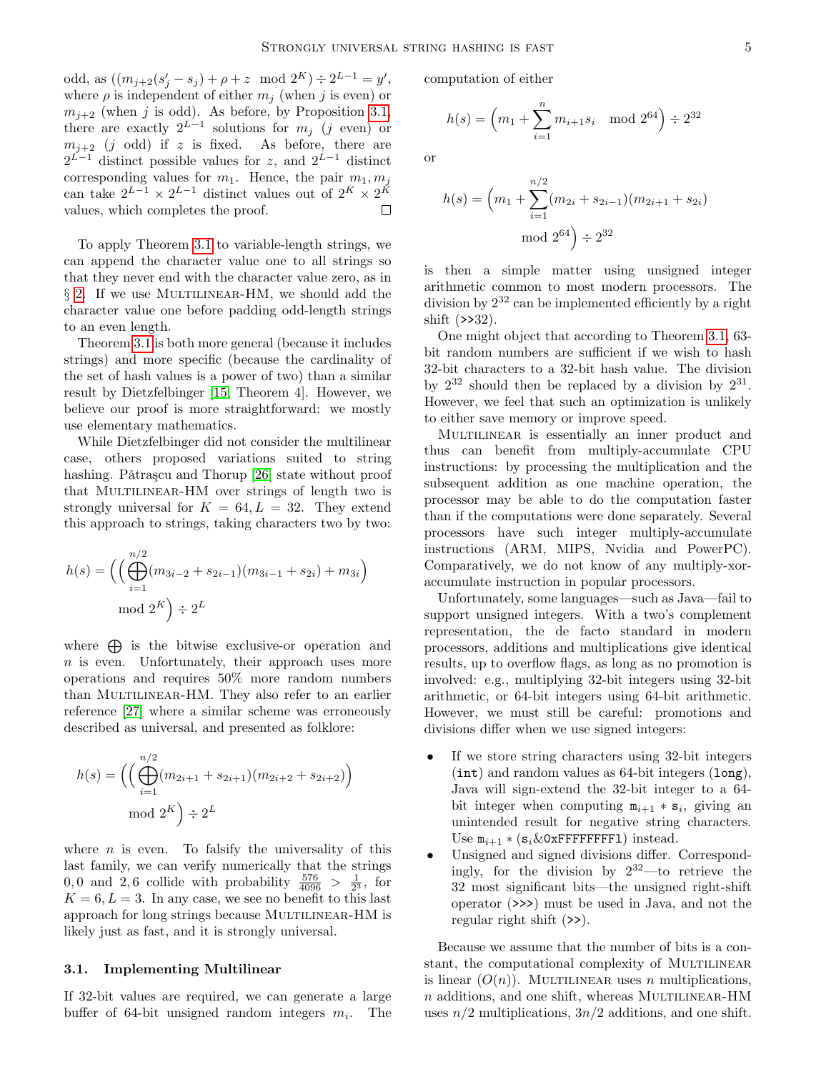odd, as $((m_{j+2}(s'_j - s_j) + \rho + z \mod 2^K) \div 2^{L-1} = y'$, where $\rho$ is independent of either $m_j$ (when $j$ is even) or $m_{j+2}$ (when $j$ is odd). As before, by Proposition 3.1, there are exactly $2^{L-1}$ solutions for $m_j$ ($j$ even) or $m_{j+2}$ ($j$ odd) if $z$ is fixed. As before, there are $2^{L-1}$ distinct possible values for $z$, and $2^{L-1}$ distinct corresponding values for $m_1$. Hence, the pair $m_1, m_j$ can take $2^{L-1} \times 2^{L-1}$ distinct values out of $2^K \times 2^K$ values, which completes the proof. □

To apply Theorem 3.1 to variable-length strings, we can append the character value one to all strings so that they never end with the character value zero, as in § 2. If we use Multilinear-HM, we should add the character value one before padding odd-length strings to an even length.

Theorem 3.1 is both more general (because it includes strings) and more specific (because the cardinality of the set of hash values is a power of two) than a similar result by Dietzfelbinger [15, Theorem 4]. However, we believe our proof is more straightforward: we mostly use elementary mathematics.

While Dietzfelbinger did not consider the multilinear case, others proposed variations suited to string hashing. Pătraşcu and Thorup [26] state without proof that Multilinear-HM over strings of length two is strongly universal for $K = 64, L = 32$. They extend this approach to strings, taking characters two by two:

$$h(s) = \Big(\Big(\bigoplus_{i=1}^{n/2} (m_{3i-2} + s_{2i-1})(m_{3i-1} + s_{2i}) + m_{3i}\Big) \mod 2^K\Big) \div 2^L$$

where $\bigoplus$ is the bitwise exclusive-or operation and $n$ is even. Unfortunately, their approach uses more operations and requires 50% more random numbers than Multilinear-HM. They also refer to an earlier reference [27] where a similar scheme was erroneously described as universal, and presented as folklore:

$$h(s) = \Big(\Big(\bigoplus_{i=1}^{n/2} (m_{2i+1} + s_{2i+1})(m_{2i+2} + s_{2i+2})\Big) \mod 2^K\Big) \div 2^L$$

where $n$ is even. To falsify the universality of this last family, we can verify numerically that the strings 0, 0 and 2, 6 collide with probability $\frac{576}{4096} > \frac{1}{2^3}$, for $K = 6, L = 3$. In any case, we see no benefit to this last approach for long strings because Multilinear-HM is likely just as fast, and it is strongly universal.

### 3.1. Implementing Multilinear

If 32-bit values are required, we can generate a large buffer of 64-bit unsigned random integers $m_i$. The computation of either

$$h(s) = \Big(m_1 + \sum_{i=1}^{n} m_{i+1} s_i \mod 2^{64}\Big) \div 2^{32}$$

or

$$h(s) = \Big(m_1 + \sum_{i=1}^{n/2} (m_{2i} + s_{2i-1})(m_{2i+1} + s_{2i}) \mod 2^{64}\Big) \div 2^{32}$$

is then a simple matter using unsigned integer arithmetic common to most modern processors. The division by $2^{32}$ can be implemented efficiently by a right shift (>>32).

One might object that according to Theorem 3.1, 63-bit random numbers are sufficient if we wish to hash 32-bit characters to a 32-bit hash value. The division by $2^{32}$ should then be replaced by a division by $2^{31}$. However, we feel that such an optimization is unlikely to either save memory or improve speed.

Multilinear is essentially an inner product and thus can benefit from multiply-accumulate CPU instructions: by processing the multiplication and the subsequent addition as one machine operation, the processor may be able to do the computation faster than if the computations were done separately. Several processors have such integer multiply-accumulate instructions (ARM, MIPS, Nvidia and PowerPC). Comparatively, we do not know of any multiply-xor-accumulate instruction in popular processors.

Unfortunately, some languages—such as Java—fail to support unsigned integers. With a two's complement representation, the de facto standard in modern processors, additions and multiplications give identical results, up to overflow flags, as long as no promotion is involved: e.g., multiplying 32-bit integers using 32-bit arithmetic, or 64-bit integers using 64-bit arithmetic. However, we must still be careful: promotions and divisions differ when we use signed integers:

- If we store string characters using 32-bit integers (`int`) and random values as 64-bit integers (`long`), Java will sign-extend the 32-bit integer to a 64-bit integer when computing `m`$_{i+1}$ `*` `s`$_i$, giving an unintended result for negative string characters. Use `m`$_{i+1}$ `* (s`$_i$`&0xFFFFFFFFl)` instead.
- Unsigned and signed divisions differ. Correspondingly, for the division by $2^{32}$—to retrieve the 32 most significant bits—the unsigned right-shift operator (>>>) must be used in Java, and not the regular right shift (>>).

Because we assume that the number of bits is a constant, the computational complexity of Multilinear is linear ($O(n)$). Multilinear uses $n$ multiplications, $n$ additions, and one shift, whereas Multilinear-HM uses $n/2$ multiplications, $3n/2$ additions, and one shift.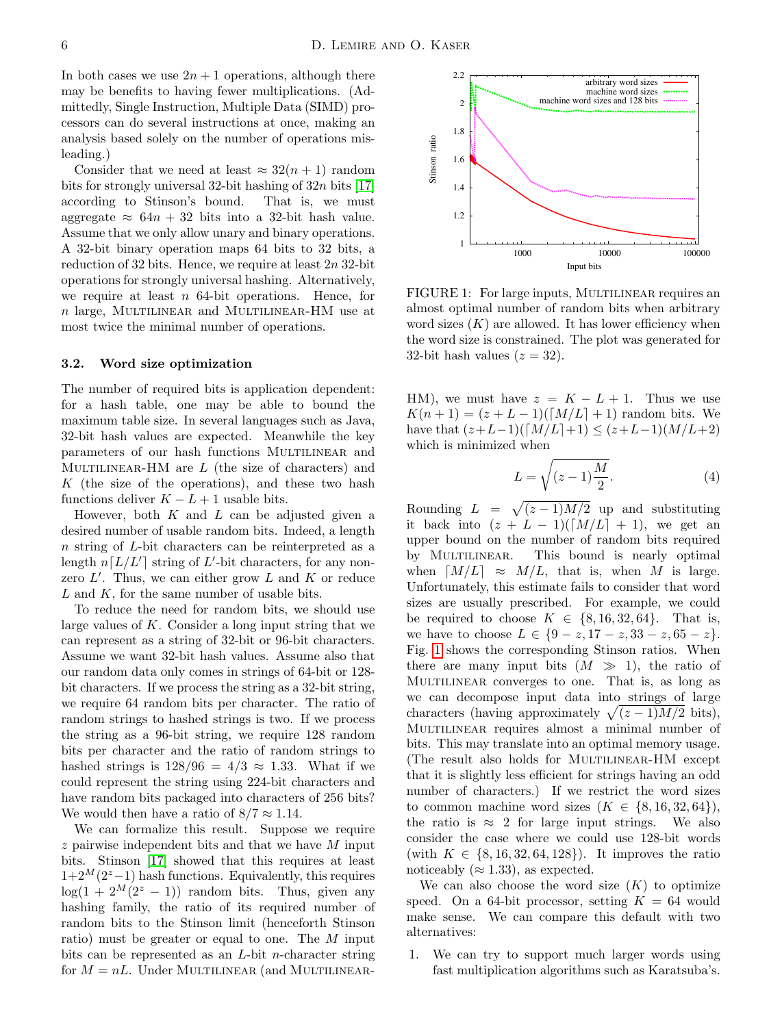In both cases we use $2n+1$ operations, although there may be benefits to having fewer multiplications. (Admittedly, Single Instruction, Multiple Data (SIMD) processors can do several instructions at once, making an analysis based solely on the number of operations misleading.)

Consider that we need at least $\approx 32(n+1)$ random bits for strongly universal 32-bit hashing of $32n$ bits [17] according to Stinson's bound. That is, we must aggregate $\approx 64n+32$ bits into a 32-bit hash value. Assume that we only allow unary and binary operations. A 32-bit binary operation maps 64 bits to 32 bits, a reduction of 32 bits. Hence, we require at least $2n$ 32-bit operations for strongly universal hashing. Alternatively, we require at least $n$ 64-bit operations. Hence, for $n$ large, Multilinear and Multilinear-HM use at most twice the minimal number of operations.

### 3.2. Word size optimization

The number of required bits is application dependent: for a hash table, one may be able to bound the maximum table size. In several languages such as Java, 32-bit hash values are expected. Meanwhile the key parameters of our hash functions Multilinear and Multilinear-HM are $L$ (the size of characters) and $K$ (the size of the operations), and these two hash functions deliver $K-L+1$ usable bits.

However, both $K$ and $L$ can be adjusted given a desired number of usable random bits. Indeed, a length $n$ string of $L$-bit characters can be reinterpreted as a length $n\lceil L/L'\rceil$ string of $L'$-bit characters, for any nonzero $L'$. Thus, we can either grow $L$ and $K$ or reduce $L$ and $K$, for the same number of usable bits.

To reduce the need for random bits, we should use large values of $K$. Consider a long input string that we can represent as a string of 32-bit or 96-bit characters. Assume we want 32-bit hash values. Assume also that our random data only comes in strings of 64-bit or 128-bit characters. If we process the string as a 32-bit string, we require 64 random bits per character. The ratio of random strings to hashed strings is two. If we process the string as a 96-bit string, we require 128 random bits per character and the ratio of random strings to hashed strings is $128/96 = 4/3 \approx 1.33$. What if we could represent the string using 224-bit characters and have random bits packaged into characters of 256 bits? We would then have a ratio of $8/7 \approx 1.14$.

We can formalize this result. Suppose we require $z$ pairwise independent bits and that we have $M$ input bits. Stinson [17] showed that this requires at least $1+2^M(2^z-1)$ hash functions. Equivalently, this requires $\log(1+2^M(2^z-1))$ random bits. Thus, given any hashing family, the ratio of its required number of random bits to the Stinson limit (henceforth Stinson ratio) must be greater or equal to one. The $M$ input bits can be represented as an $L$-bit $n$-character string for $M = nL$. Under Multilinear (and Multilinear-HM), we must have $z = K-L+1$. Thus we use $K(n+1) = (z+L-1)(\lceil M/L\rceil+1)$ random bits. We have that $(z+L-1)(\lceil M/L\rceil+1) \le (z+L-1)(M/L+2)$ which is minimized when

$$L = \sqrt{(z-1)\frac{M}{2}}. \tag{4}$$

Rounding $L = \sqrt{(z-1)M/2}$ up and substituting it back into $(z+L-1)(\lceil M/L\rceil+1)$, we get an upper bound on the number of random bits required by Multilinear. This bound is nearly optimal when $\lceil M/L\rceil \approx M/L$, that is, when $M$ is large. Unfortunately, this estimate fails to consider that word sizes are usually prescribed. For example, we could be required to choose $K \in \{8,16,32,64\}$. That is, we have to choose $L \in \{9-z, 17-z, 33-z, 65-z\}$. Fig. 1 shows the corresponding Stinson ratios. When there are many input bits ($M \gg 1$), the ratio of Multilinear converges to one. That is, as long as we can decompose input data into strings of large characters (having approximately $\sqrt{(z-1)M/2}$ bits), Multilinear requires almost a minimal number of bits. This may translate into an optimal memory usage. (The result also holds for Multilinear-HM except that it is slightly less efficient for strings having an odd number of characters.) If we restrict the word sizes to common machine word sizes ($K \in \{8,16,32,64\}$), the ratio is $\approx 2$ for large input strings. We also consider the case where we could use 128-bit words (with $K \in \{8,16,32,64,128\}$). It improves the ratio noticeably ($\approx 1.33$), as expected.

FIGURE 1: For large inputs, Multilinear requires an almost optimal number of random bits when arbitrary word sizes ($K$) are allowed. It has lower efficiency when the word size is constrained. The plot was generated for 32-bit hash values ($z = 32$).

We can also choose the word size ($K$) to optimize speed. On a 64-bit processor, setting $K = 64$ would make sense. We can compare this default with two alternatives:

1. We can try to support much larger words using fast multiplication algorithms such as Karatsuba's.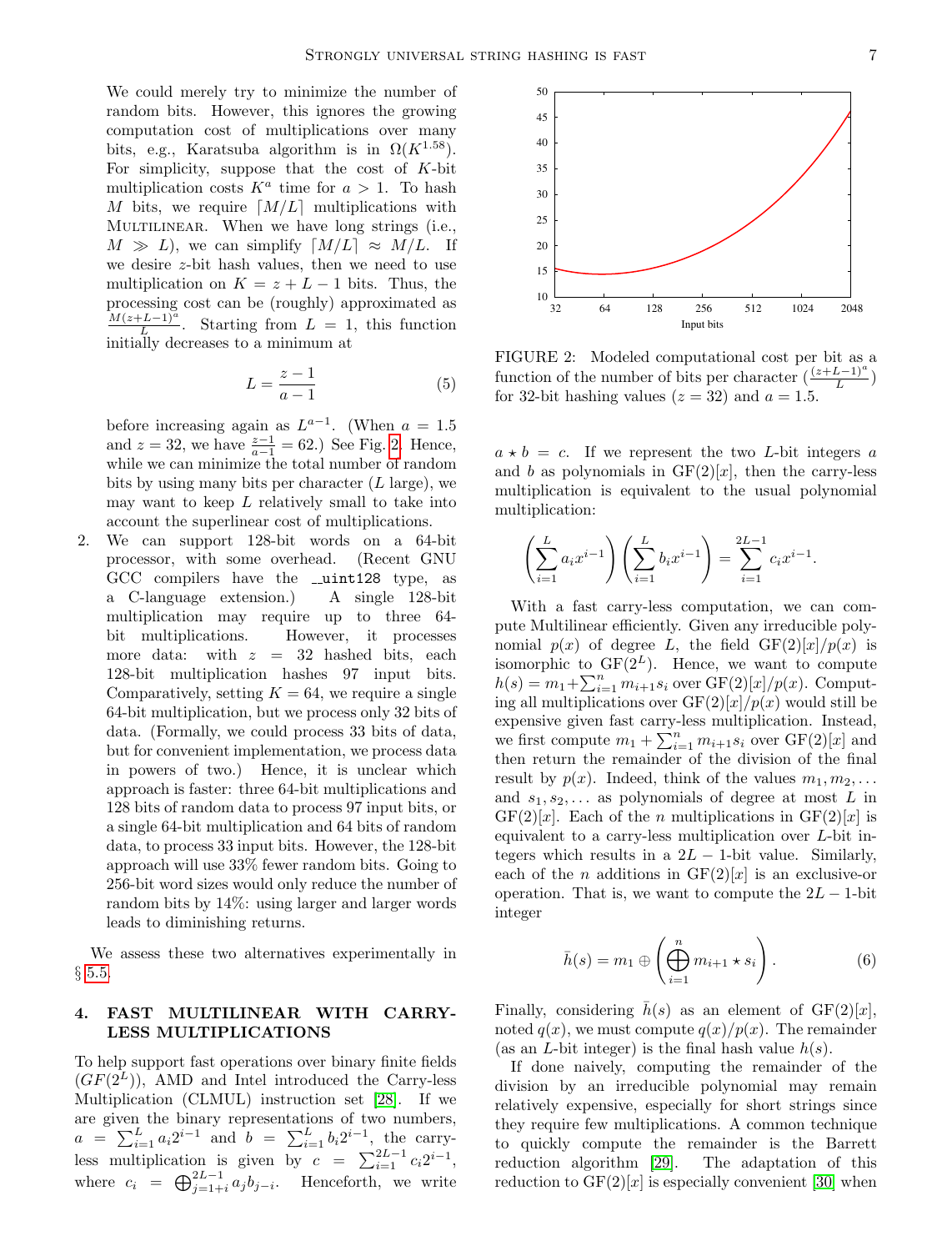We could merely try to minimize the number of random bits. However, this ignores the growing computation cost of multiplications over many bits, e.g., Karatsuba algorithm is in $\Omega(K^{1.58})$. For simplicity, suppose that the cost of $K$-bit multiplication costs $K^a$ time for $a > 1$. To hash $M$ bits, we require $\lceil M/L \rceil$ multiplications with MULTILINEAR. When we have long strings (i.e., $M \gg L$), we can simplify $\lceil M/L \rceil \approx M/L$. If we desire $z$-bit hash values, then we need to use multiplication on $K = z + L - 1$ bits. Thus, the processing cost can be (roughly) approximated as $\frac{M(z+L-1)^a}{L}$. Starting from $L = 1$, this function initially decreases to a minimum at

$$L = \frac{z-1}{a-1} \tag{5}$$

before increasing again as $L^{a-1}$. (When $a = 1.5$ and $z = 32$, we have $\frac{z-1}{a-1} = 62$.) See Fig. 2. Hence, while we can minimize the total number of random bits by using many bits per character ($L$ large), we may want to keep $L$ relatively small to take into account the superlinear cost of multiplications.

2. We can support 128-bit words on a 64-bit processor, with some overhead. (Recent GNU GCC compilers have the `__uint128` type, as a C-language extension.) A single 128-bit multiplication may require up to three 64-bit multiplications. However, it processes more data: with $z = 32$ hashed bits, each 128-bit multiplication hashes 97 input bits. Comparatively, setting $K = 64$, we require a single 64-bit multiplication, but we process only 32 bits of data. (Formally, we could process 33 bits of data, but for convenient implementation, we process data in powers of two.) Hence, it is unclear which approach is faster: three 64-bit multiplications and 128 bits of random data to process 97 input bits, or a single 64-bit multiplication and 64 bits of random data, to process 33 input bits. However, the 128-bit approach will use 33% fewer random bits. Going to 256-bit word sizes would only reduce the number of random bits by 14%: using larger and larger words leads to diminishing returns.

We assess these two alternatives experimentally in § 5.5.

## 4. FAST MULTILINEAR WITH CARRY-LESS MULTIPLICATIONS

To help support fast operations over binary finite fields ($GF(2^L)$), AMD and Intel introduced the Carry-less Multiplication (CLMUL) instruction set [28]. If we are given the binary representations of two numbers, $a = \sum_{i=1}^{L} a_i 2^{i-1}$ and $b = \sum_{i=1}^{L} b_i 2^{i-1}$, the carry-less multiplication is given by $c = \sum_{i=1}^{2L-1} c_i 2^{i-1}$, where $c_i = \bigoplus_{j=1+i}^{2L-1} a_j b_{j-i}$. Henceforth, we write $a \star b = c$. If we represent the two $L$-bit integers $a$ and $b$ as polynomials in GF(2)$[x]$, then the carry-less multiplication is equivalent to the usual polynomial multiplication:

$$\left(\sum_{i=1}^{L} a_i x^{i-1}\right)\left(\sum_{i=1}^{L} b_i x^{i-1}\right) = \sum_{i=1}^{2L-1} c_i x^{i-1}.$$

FIGURE 2: Modeled computational cost per bit as a function of the number of bits per character ($\frac{(z+L-1)^a}{L}$) for 32-bit hashing values ($z = 32$) and $a = 1.5$.

With a fast carry-less computation, we can compute Multilinear efficiently. Given any irreducible polynomial $p(x)$ of degree $L$, the field GF(2)$[x]/p(x)$ is isomorphic to GF($2^L$). Hence, we want to compute $h(s) = m_1 + \sum_{i=1}^{n} m_{i+1} s_i$ over GF(2)$[x]/p(x)$. Computing all multiplications over GF(2)$[x]/p(x)$ would still be expensive given fast carry-less multiplication. Instead, we first compute $m_1 + \sum_{i=1}^{n} m_{i+1} s_i$ over GF(2)$[x]$ and then return the remainder of the division of the final result by $p(x)$. Indeed, think of the values $m_1, m_2, \ldots$ and $s_1, s_2, \ldots$ as polynomials of degree at most $L$ in GF(2)$[x]$. Each of the $n$ multiplications in GF(2)$[x]$ is equivalent to a carry-less multiplication over $L$-bit integers which results in a $2L - 1$-bit value. Similarly, each of the $n$ additions in GF(2)$[x]$ is an exclusive-or operation. That is, we want to compute the $2L - 1$-bit integer

$$\bar{h}(s) = m_1 \oplus \left(\bigoplus_{i=1}^{n} m_{i+1} \star s_i\right). \tag{6}$$

Finally, considering $\bar{h}(s)$ as an element of GF(2)$[x]$, noted $q(x)$, we must compute $q(x)/p(x)$. The remainder (as an $L$-bit integer) is the final hash value $h(s)$.

If done naively, computing the remainder of the division by an irreducible polynomial may remain relatively expensive, especially for short strings since they require few multiplications. A common technique to quickly compute the remainder is the Barrett reduction algorithm [29]. The adaptation of this reduction to GF(2)$[x]$ is especially convenient [30] when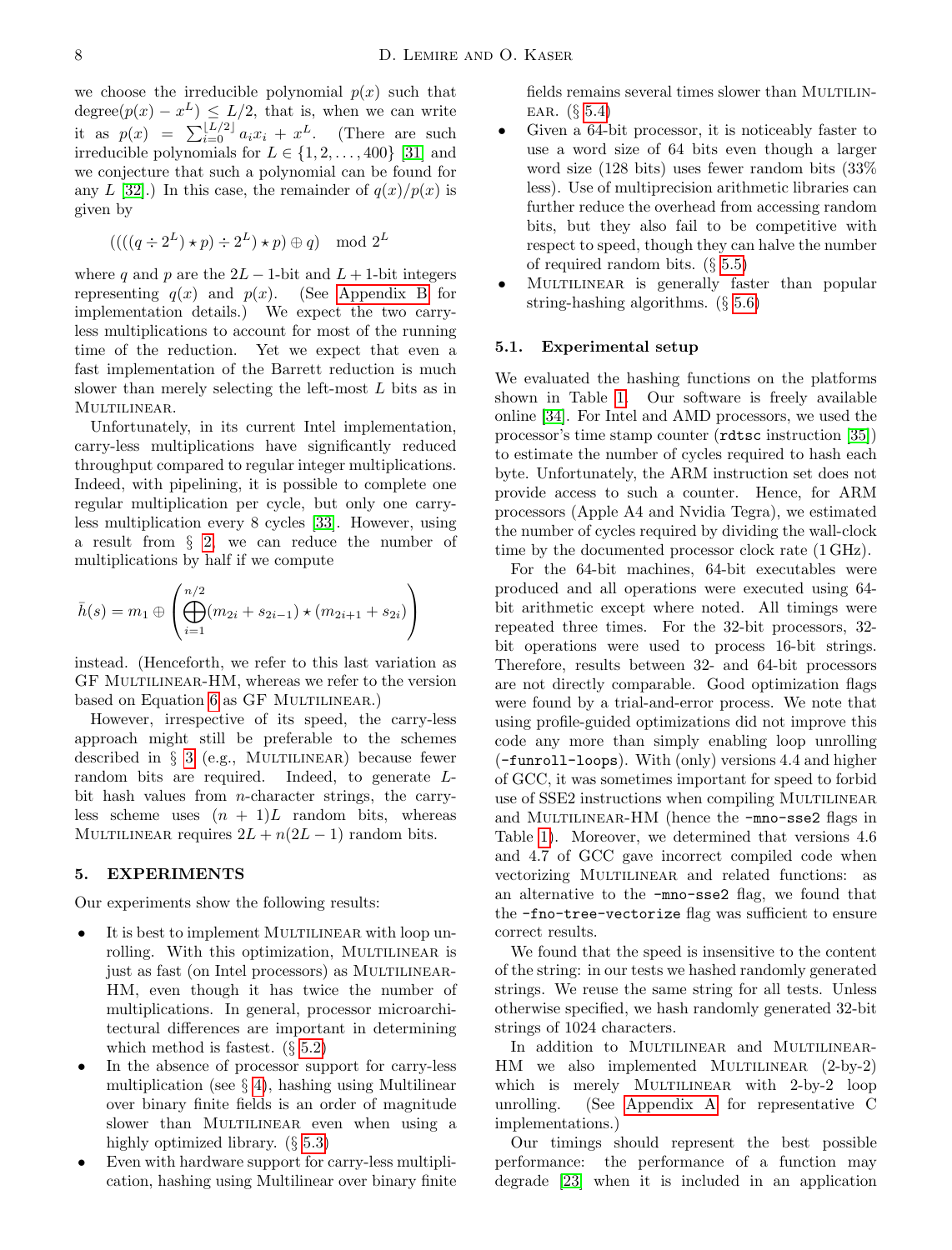we choose the irreducible polynomial $p(x)$ such that degree$(p(x) - x^L) \leq L/2$, that is, when we can write it as $p(x) = \sum_{i=0}^{\lfloor L/2 \rfloor} a_i x_i + x^L$. (There are such irreducible polynomials for $L \in \{1, 2, \ldots, 400\}$ [31] and we conjecture that such a polynomial can be found for any $L$ [32].) In this case, the remainder of $q(x)/p(x)$ is given by

$$((((q \div 2^L) \star p) \div 2^L) \star p) \oplus q) \mod 2^L$$

where $q$ and $p$ are the $2L-1$-bit and $L+1$-bit integers representing $q(x)$ and $p(x)$. (See Appendix B for implementation details.) We expect the two carry-less multiplications to account for most of the running time of the reduction. Yet we expect that even a fast implementation of the Barrett reduction is much slower than merely selecting the left-most $L$ bits as in Multilinear.

Unfortunately, in its current Intel implementation, carry-less multiplications have significantly reduced throughput compared to regular integer multiplications. Indeed, with pipelining, it is possible to complete one regular multiplication per cycle, but only one carry-less multiplication every 8 cycles [33]. However, using a result from § 2, we can reduce the number of multiplications by half if we compute

$$\bar{h}(s) = m_1 \oplus \left( \bigoplus_{i=1}^{n/2} (m_{2i} + s_{2i-1}) \star (m_{2i+1} + s_{2i}) \right)$$

instead. (Henceforth, we refer to this last variation as GF Multilinear-HM, whereas we refer to the version based on Equation 6 as GF Multilinear.)

However, irrespective of its speed, the carry-less approach might still be preferable to the schemes described in § 3 (e.g., Multilinear) because fewer random bits are required. Indeed, to generate $L$-bit hash values from $n$-character strings, the carry-less scheme uses $(n+1)L$ random bits, whereas Multilinear requires $2L + n(2L-1)$ random bits.

## 5. EXPERIMENTS

Our experiments show the following results:

- It is best to implement Multilinear with loop unrolling. With this optimization, Multilinear is just as fast (on Intel processors) as Multilinear-HM, even though it has twice the number of multiplications. In general, processor microarchitectural differences are important in determining which method is fastest. (§ 5.2)
- In the absence of processor support for carry-less multiplication (see § 4), hashing using Multilinear over binary finite fields is an order of magnitude slower than Multilinear even when using a highly optimized library. (§ 5.3)
- Even with hardware support for carry-less multiplication, hashing using Multilinear over binary finite fields remains several times slower than Multilinear. (§ 5.4)
- Given a 64-bit processor, it is noticeably faster to use a word size of 64 bits even though a larger word size (128 bits) uses fewer random bits (33% less). Use of multiprecision arithmetic libraries can further reduce the overhead from accessing random bits, but they also fail to be competitive with respect to speed, though they can halve the number of required random bits. (§ 5.5)
- Multilinear is generally faster than popular string-hashing algorithms. (§ 5.6)

### 5.1. Experimental setup

We evaluated the hashing functions on the platforms shown in Table 1. Our software is freely available online [34]. For Intel and AMD processors, we used the processor's time stamp counter (`rdtsc` instruction [35]) to estimate the number of cycles required to hash each byte. Unfortunately, the ARM instruction set does not provide access to such a counter. Hence, for ARM processors (Apple A4 and Nvidia Tegra), we estimated the number of cycles required by dividing the wall-clock time by the documented processor clock rate (1 GHz).

For the 64-bit machines, 64-bit executables were produced and all operations were executed using 64-bit arithmetic except where noted. All timings were repeated three times. For the 32-bit processors, 32-bit operations were used to process 16-bit strings. Therefore, results between 32- and 64-bit processors are not directly comparable. Good optimization flags were found by a trial-and-error process. We note that using profile-guided optimizations did not improve this code any more than simply enabling loop unrolling (`-funroll-loops`). With (only) versions 4.4 and higher of GCC, it was sometimes important for speed to forbid use of SSE2 instructions when compiling Multilinear and Multilinear-HM (hence the `-mno-sse2` flags in Table 1). Moreover, we determined that versions 4.6 and 4.7 of GCC gave incorrect compiled code when vectorizing Multilinear and related functions: as an alternative to the `-mno-sse2` flag, we found that the `-fno-tree-vectorize` flag was sufficient to ensure correct results.

We found that the speed is insensitive to the content of the string: in our tests we hashed randomly generated strings. We reuse the same string for all tests. Unless otherwise specified, we hash randomly generated 32-bit strings of 1024 characters.

In addition to Multilinear and Multilinear-HM we also implemented Multilinear (2-by-2) which is merely Multilinear with 2-by-2 loop unrolling. (See Appendix A for representative C implementations.)

Our timings should represent the best possible performance: the performance of a function may degrade [23] when it is included in an application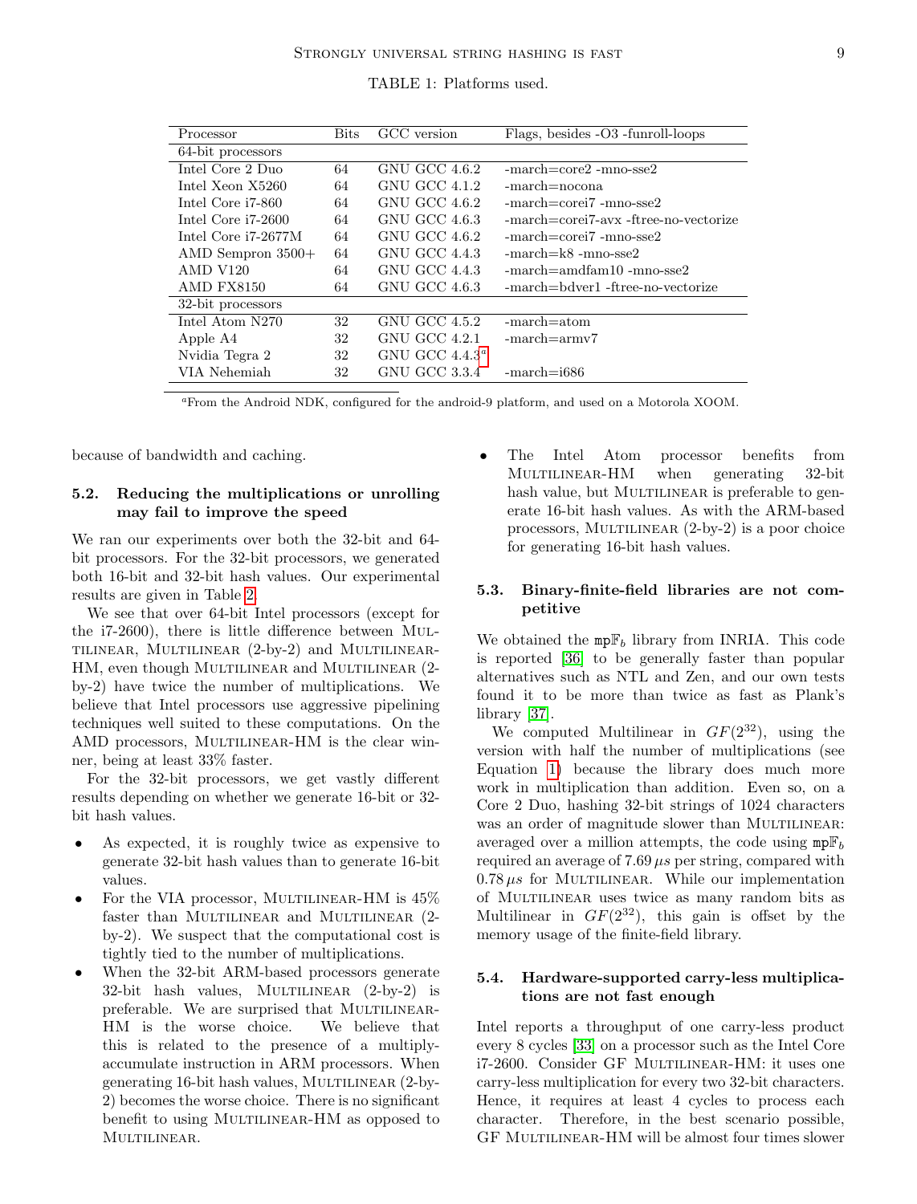TABLE 1: Platforms used.

| Processor | Bits | GCC version | Flags, besides -O3 -funroll-loops |
|---|---|---|---|
| 64-bit processors | | | |
| Intel Core 2 Duo | 64 | GNU GCC 4.6.2 | -march=core2 -mno-sse2 |
| Intel Xeon X5260 | 64 | GNU GCC 4.1.2 | -march=nocona |
| Intel Core i7-860 | 64 | GNU GCC 4.6.2 | -march=corei7 -mno-sse2 |
| Intel Core i7-2600 | 64 | GNU GCC 4.6.3 | -march=corei7-avx -ftree-no-vectorize |
| Intel Core i7-2677M | 64 | GNU GCC 4.6.2 | -march=corei7 -mno-sse2 |
| AMD Sempron 3500+ | 64 | GNU GCC 4.4.3 | -march=k8 -mno-sse2 |
| AMD V120 | 64 | GNU GCC 4.4.3 | -march=amdfam10 -mno-sse2 |
| AMD FX8150 | 64 | GNU GCC 4.6.3 | -march=bdver1 -ftree-no-vectorize |
| 32-bit processors | | | |
| Intel Atom N270 | 32 | GNU GCC 4.5.2 | -march=atom |
| Apple A4 | 32 | GNU GCC 4.2.1 | -march=armv7 |
| Nvidia Tegra 2 | 32 | GNU GCC 4.4.3[a] | |
| VIA Nehemiah | 32 | GNU GCC 3.3.4 | -march=i686 |

[a]From the Android NDK, configured for the android-9 platform, and used on a Motorola XOOM.

because of bandwidth and caching.

### 5.2. Reducing the multiplications or unrolling may fail to improve the speed

We ran our experiments over both the 32-bit and 64-bit processors. For the 32-bit processors, we generated both 16-bit and 32-bit hash values. Our experimental results are given in Table 2.

We see that over 64-bit Intel processors (except for the i7-2600), there is little difference between Multilinear, Multilinear (2-by-2) and Multilinear-HM, even though Multilinear and Multilinear (2-by-2) have twice the number of multiplications. We believe that Intel processors use aggressive pipelining techniques well suited to these computations. On the AMD processors, Multilinear-HM is the clear winner, being at least 33% faster.

For the 32-bit processors, we get vastly different results depending on whether we generate 16-bit or 32-bit hash values.

- As expected, it is roughly twice as expensive to generate 32-bit hash values than to generate 16-bit values.
- For the VIA processor, Multilinear-HM is 45% faster than Multilinear and Multilinear (2-by-2). We suspect that the computational cost is tightly tied to the number of multiplications.
- When the 32-bit ARM-based processors generate 32-bit hash values, Multilinear (2-by-2) is preferable. We are surprised that Multilinear-HM is the worse choice. We believe that this is related to the presence of a multiply-accumulate instruction in ARM processors. When generating 16-bit hash values, Multilinear (2-by-2) becomes the worse choice. There is no significant benefit to using Multilinear-HM as opposed to Multilinear.
- The Intel Atom processor benefits from Multilinear-HM when generating 32-bit hash value, but Multilinear is preferable to generate 16-bit hash values. As with the ARM-based processors, Multilinear (2-by-2) is a poor choice for generating 16-bit hash values.

### 5.3. Binary-finite-field libraries are not competitive

We obtained the $\mathtt{mp}\mathbb{F}_b$ library from INRIA. This code is reported [36] to be generally faster than popular alternatives such as NTL and Zen, and our own tests found it to be more than twice as fast as Plank's library [37].

We computed Multilinear in $GF(2^{32})$, using the version with half the number of multiplications (see Equation 1) because the library does much more work in multiplication than addition. Even so, on a Core 2 Duo, hashing 32-bit strings of 1024 characters was an order of magnitude slower than Multilinear: averaged over a million attempts, the code using $\mathtt{mp}\mathbb{F}_b$ required an average of 7.69 $\mu s$ per string, compared with 0.78 $\mu s$ for Multilinear. While our implementation of Multilinear uses twice as many random bits as Multilinear in $GF(2^{32})$, this gain is offset by the memory usage of the finite-field library.

### 5.4. Hardware-supported carry-less multiplications are not fast enough

Intel reports a throughput of one carry-less product every 8 cycles [33] on a processor such as the Intel Core i7-2600. Consider GF Multilinear-HM: it uses one carry-less multiplication for every two 32-bit characters. Hence, it requires at least 4 cycles to process each character. Therefore, in the best scenario possible, GF Multilinear-HM will be almost four times slower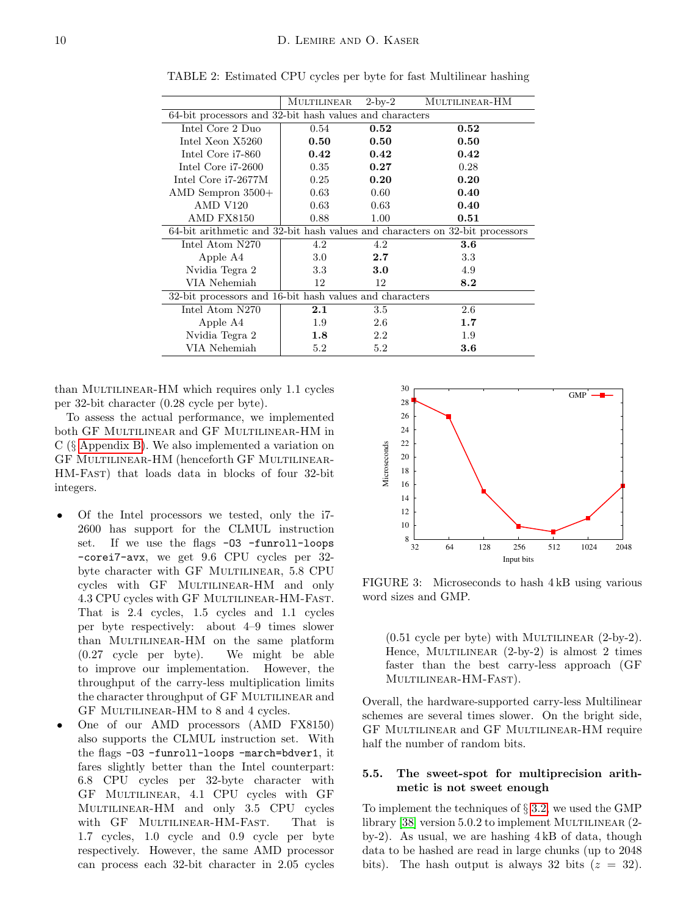TABLE 2: Estimated CPU cycles per byte for fast Multilinear hashing

| | Multilinear | 2-by-2 | Multilinear-HM |
|---|---|---|---|
| 64-bit processors and 32-bit hash values and characters | | | |
| Intel Core 2 Duo | 0.54 | **0.52** | **0.52** |
| Intel Xeon X5260 | **0.50** | **0.50** | **0.50** |
| Intel Core i7-860 | **0.42** | **0.42** | **0.42** |
| Intel Core i7-2600 | 0.35 | **0.27** | 0.28 |
| Intel Core i7-2677M | 0.25 | **0.20** | **0.20** |
| AMD Sempron 3500+ | 0.63 | 0.60 | **0.40** |
| AMD V120 | 0.63 | 0.63 | **0.40** |
| AMD FX8150 | 0.88 | 1.00 | **0.51** |
| 64-bit arithmetic and 32-bit hash values and characters on 32-bit processors | | | |
| Intel Atom N270 | 4.2 | 4.2 | **3.6** |
| Apple A4 | 3.0 | **2.7** | 3.3 |
| Nvidia Tegra 2 | 3.3 | **3.0** | 4.9 |
| VIA Nehemiah | 12 | 12 | **8.2** |
| 32-bit processors and 16-bit hash values and characters | | | |
| Intel Atom N270 | **2.1** | 3.5 | 2.6 |
| Apple A4 | 1.9 | 2.6 | **1.7** |
| Nvidia Tegra 2 | **1.8** | 2.2 | 1.9 |
| VIA Nehemiah | 5.2 | 5.2 | **3.6** |

than Multilinear-HM which requires only 1.1 cycles per 32-bit character (0.28 cycle per byte).

To assess the actual performance, we implemented both GF Multilinear and GF Multilinear-HM in C (§ Appendix B). We also implemented a variation on GF Multilinear-HM (henceforth GF Multilinear-HM-Fast) that loads data in blocks of four 32-bit integers.

- Of the Intel processors we tested, only the i7-2600 has support for the CLMUL instruction set. If we use the flags `-O3 -funroll-loops -corei7-avx`, we get 9.6 CPU cycles per 32-byte character with GF Multilinear, 5.8 CPU cycles with GF Multilinear-HM and only 4.3 CPU cycles with GF Multilinear-HM-Fast. That is 2.4 cycles, 1.5 cycles and 1.1 cycles per byte respectively: about 4–9 times slower than Multilinear-HM on the same platform (0.27 cycle per byte). We might be able to improve our implementation. However, the throughput of the carry-less multiplication limits the character throughput of GF Multilinear and GF Multilinear-HM to 8 and 4 cycles.
- One of our AMD processors (AMD FX8150) also supports the CLMUL instruction set. With the flags `-O3 -funroll-loops -march=bdver1`, it fares slightly better than the Intel counterpart: 6.8 CPU cycles per 32-byte character with GF Multilinear, 4.1 CPU cycles with GF Multilinear-HM and only 3.5 CPU cycles with GF Multilinear-HM-Fast. That is 1.7 cycles, 1.0 cycle and 0.9 cycle per byte respectively. However, the same AMD processor can process each 32-bit character in 2.05 cycles (0.51 cycle per byte) with Multilinear (2-by-2). Hence, Multilinear (2-by-2) is almost 2 times faster than the best carry-less approach (GF Multilinear-HM-Fast).

FIGURE 3: Microseconds to hash 4 kB using various word sizes and GMP.

Overall, the hardware-supported carry-less Multilinear schemes are several times slower. On the bright side, GF Multilinear and GF Multilinear-HM require half the number of random bits.

## 5.5. The sweet-spot for multiprecision arithmetic is not sweet enough

To implement the techniques of § 3.2, we used the GMP library [38] version 5.0.2 to implement Multilinear (2-by-2). As usual, we are hashing 4 kB of data, though data to be hashed are read in large chunks (up to 2048 bits). The hash output is always 32 bits ($z = 32$).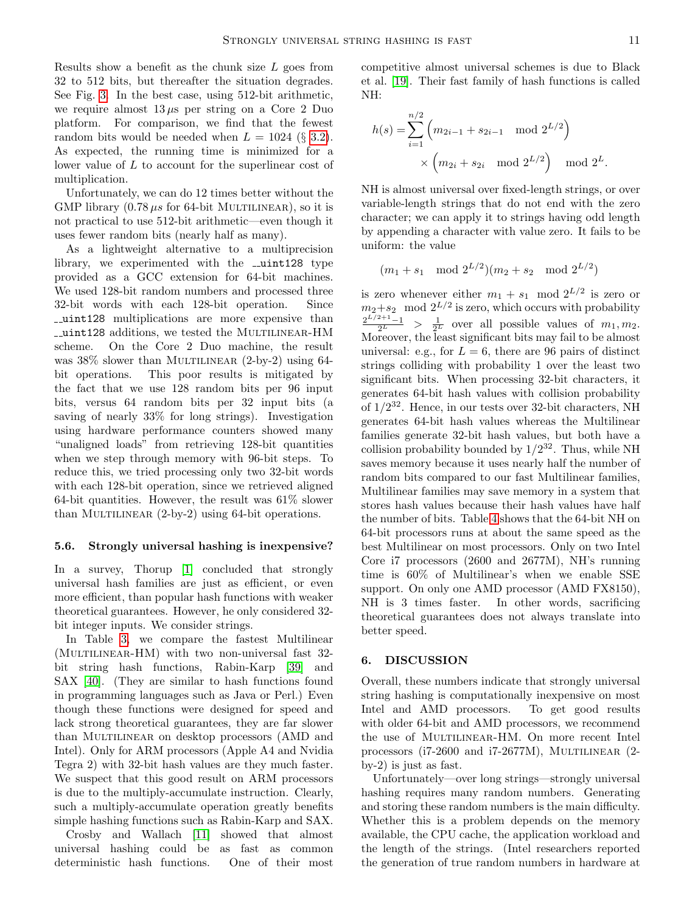Results show a benefit as the chunk size $L$ goes from 32 to 512 bits, but thereafter the situation degrades. See Fig. 3. In the best case, using 512-bit arithmetic, we require almost 13 $\mu s$ per string on a Core 2 Duo platform. For comparison, we find that the fewest random bits would be needed when $L = 1024$ (§ 3.2). As expected, the running time is minimized for a lower value of $L$ to account for the superlinear cost of multiplication.

Unfortunately, we can do 12 times better without the GMP library (0.78 $\mu s$ for 64-bit MULTILINEAR), so it is not practical to use 512-bit arithmetic—even though it uses fewer random bits (nearly half as many).

As a lightweight alternative to a multiprecision library, we experimented with the `__uint128` type provided as a GCC extension for 64-bit machines. We used 128-bit random numbers and processed three 32-bit words with each 128-bit operation. Since `__uint128` multiplications are more expensive than `__uint128` additions, we tested the MULTILINEAR-HM scheme. On the Core 2 Duo machine, the result was 38% slower than MULTILINEAR (2-by-2) using 64-bit operations. This poor results is mitigated by the fact that we use 128 random bits per 96 input bits, versus 64 random bits per 32 input bits (a saving of nearly 33% for long strings). Investigation using hardware performance counters showed many "unaligned loads" from retrieving 128-bit quantities when we step through memory with 96-bit steps. To reduce this, we tried processing only two 32-bit words with each 128-bit operation, since we retrieved aligned 64-bit quantities. However, the result was 61% slower than MULTILINEAR (2-by-2) using 64-bit operations.

### 5.6. Strongly universal hashing is inexpensive?

In a survey, Thorup [1] concluded that strongly universal hash families are just as efficient, or even more efficient, than popular hash functions with weaker theoretical guarantees. However, he only considered 32-bit integer inputs. We consider strings.

In Table 3, we compare the fastest Multilinear (MULTILINEAR-HM) with two non-universal fast 32-bit string hash functions, Rabin-Karp [39] and SAX [40]. (They are similar to hash functions found in programming languages such as Java or Perl.) Even though these functions were designed for speed and lack strong theoretical guarantees, they are far slower than MULTILINEAR on desktop processors (AMD and Intel). Only for ARM processors (Apple A4 and Nvidia Tegra 2) with 32-bit hash values are they much faster. We suspect that this good result on ARM processors is due to the multiply-accumulate instruction. Clearly, such a multiply-accumulate operation greatly benefits simple hashing functions such as Rabin-Karp and SAX.

Crosby and Wallach [11] showed that almost universal hashing could be as fast as common deterministic hash functions. One of their most competitive almost universal schemes is due to Black et al. [19]. Their fast family of hash functions is called NH:

$$h(s) = \sum_{i=1}^{n/2} \left(m_{2i-1} + s_{2i-1} \mod 2^{L/2}\right) \times \left(m_{2i} + s_{2i} \mod 2^{L/2}\right) \mod 2^{L}.$$

NH is almost universal over fixed-length strings, or over variable-length strings that do not end with the zero character; we can apply it to strings having odd length by appending a character with value zero. It fails to be uniform: the value

$$(m_1 + s_1 \mod 2^{L/2})(m_2 + s_2 \mod 2^{L/2})$$

is zero whenever either $m_1 + s_1 \mod 2^{L/2}$ is zero or $m_2 + s_2 \mod 2^{L/2}$ is zero, which occurs with probability $\frac{2^{L/2+1}-1}{2^L} > \frac{1}{2^L}$ over all possible values of $m_1, m_2$. Moreover, the least significant bits may fail to be almost universal: e.g., for $L = 6$, there are 96 pairs of distinct strings colliding with probability 1 over the least two significant bits. When processing 32-bit characters, it generates 64-bit hash values with collision probability of $1/2^{32}$. Hence, in our tests over 32-bit characters, NH generates 64-bit hash values whereas the Multilinear families generate 32-bit hash values, but both have a collision probability bounded by $1/2^{32}$. Thus, while NH saves memory because it uses nearly half the number of random bits compared to our fast Multilinear families, Multilinear families may save memory in a system that stores hash values because their hash values have half the number of bits. Table 4 shows that the 64-bit NH on 64-bit processors runs at about the same speed as the best Multilinear on most processors. Only on two Intel Core i7 processors (2600 and 2677M), NH's running time is 60% of Multilinear's when we enable SSE support. On only one AMD processor (AMD FX8150), NH is 3 times faster. In other words, sacrificing theoretical guarantees does not always translate into better speed.

## 6. DISCUSSION

Overall, these numbers indicate that strongly universal string hashing is computationally inexpensive on most Intel and AMD processors. To get good results with older 64-bit and AMD processors, we recommend the use of MULTILINEAR-HM. On more recent Intel processors (i7-2600 and i7-2677M), MULTILINEAR (2-by-2) is just as fast.

Unfortunately—over long strings—strongly universal hashing requires many random numbers. Generating and storing these random numbers is the main difficulty. Whether this is a problem depends on the memory available, the CPU cache, the application workload and the length of the strings. (Intel researchers reported the generation of true random numbers in hardware at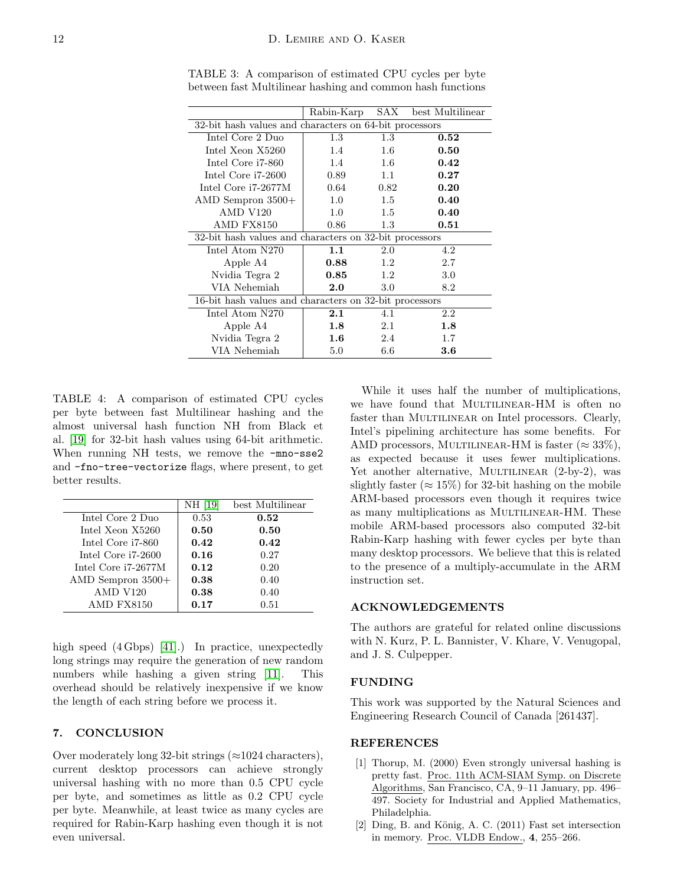TABLE 3: A comparison of estimated CPU cycles per byte between fast Multilinear hashing and common hash functions

| | Rabin-Karp | SAX | best Multilinear |
|---|---|---|---|
| 32-bit hash values and characters on 64-bit processors | | | |
| Intel Core 2 Duo | 1.3 | 1.3 | **0.52** |
| Intel Xeon X5260 | 1.4 | 1.6 | **0.50** |
| Intel Core i7-860 | 1.4 | 1.6 | **0.42** |
| Intel Core i7-2600 | 0.89 | 1.1 | **0.27** |
| Intel Core i7-2677M | 0.64 | 0.82 | **0.20** |
| AMD Sempron 3500+ | 1.0 | 1.5 | **0.40** |
| AMD V120 | 1.0 | 1.5 | **0.40** |
| AMD FX8150 | 0.86 | 1.3 | **0.51** |
| 32-bit hash values and characters on 32-bit processors | | | |
| Intel Atom N270 | **1.1** | 2.0 | 4.2 |
| Apple A4 | **0.88** | 1.2 | 2.7 |
| Nvidia Tegra 2 | **0.85** | 1.2 | 3.0 |
| VIA Nehemiah | **2.0** | 3.0 | 8.2 |
| 16-bit hash values and characters on 32-bit processors | | | |
| Intel Atom N270 | **2.1** | 4.1 | 2.2 |
| Apple A4 | **1.8** | 2.1 | **1.8** |
| Nvidia Tegra 2 | **1.6** | 2.4 | 1.7 |
| VIA Nehemiah | 5.0 | 6.6 | **3.6** |

TABLE 4: A comparison of estimated CPU cycles per byte between fast Multilinear hashing and the almost universal hash function NH from Black et al. [19] for 32-bit hash values using 64-bit arithmetic. When running NH tests, we remove the `-mno-sse2` and `-fno-tree-vectorize` flags, where present, to get better results.

| | NH [19] | best Multilinear |
|---|---|---|
| Intel Core 2 Duo | 0.53 | **0.52** |
| Intel Xeon X5260 | **0.50** | **0.50** |
| Intel Core i7-860 | **0.42** | **0.42** |
| Intel Core i7-2600 | **0.16** | 0.27 |
| Intel Core i7-2677M | **0.12** | 0.20 |
| AMD Sempron 3500+ | **0.38** | 0.40 |
| AMD V120 | **0.38** | 0.40 |
| AMD FX8150 | **0.17** | 0.51 |

high speed (4 Gbps) [41].) In practice, unexpectedly long strings may require the generation of new random numbers while hashing a given string [11]. This overhead should be relatively inexpensive if we know the length of each string before we process it.

## 7. CONCLUSION

Over moderately long 32-bit strings (≈1024 characters), current desktop processors can achieve strongly universal hashing with no more than 0.5 CPU cycle per byte, and sometimes as little as 0.2 CPU cycle per byte. Meanwhile, at least twice as many cycles are required for Rabin-Karp hashing even though it is not even universal.

While it uses half the number of multiplications, we have found that MULTILINEAR-HM is often no faster than MULTILINEAR on Intel processors. Clearly, Intel's pipelining architecture has some benefits. For AMD processors, MULTILINEAR-HM is faster (≈ 33%), as expected because it uses fewer multiplications. Yet another alternative, MULTILINEAR (2-by-2), was slightly faster (≈ 15%) for 32-bit hashing on the mobile ARM-based processors even though it requires twice as many multiplications as MULTILINEAR-HM. These mobile ARM-based processors also computed 32-bit Rabin-Karp hashing with fewer cycles per byte than many desktop processors. We believe that this is related to the presence of a multiply-accumulate in the ARM instruction set.

## ACKNOWLEDGEMENTS

The authors are grateful for related online discussions with N. Kurz, P. L. Bannister, V. Khare, V. Venugopal, and J. S. Culpepper.

## FUNDING

This work was supported by the Natural Sciences and Engineering Research Council of Canada [261437].

## REFERENCES

[1] Thorup, M. (2000) Even strongly universal hashing is pretty fast. Proc. 11th ACM-SIAM Symp. on Discrete Algorithms, San Francisco, CA, 9–11 January, pp. 496–497. Society for Industrial and Applied Mathematics, Philadelphia.

[2] Ding, B. and König, A. C. (2011) Fast set intersection in memory. Proc. VLDB Endow., **4**, 255–266.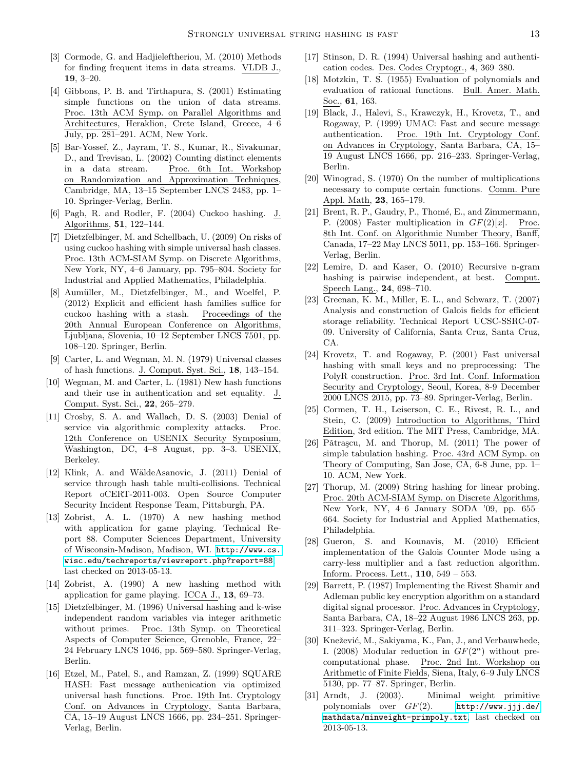[3] Cormode, G. and Hadjieleftheriou, M. (2010) Methods for finding frequent items in data streams. VLDB J., **19**, 3–20.

[4] Gibbons, P. B. and Tirthapura, S. (2001) Estimating simple functions on the union of data streams. Proc. 13th ACM Symp. on Parallel Algorithms and Architectures, Heraklion, Crete Island, Greece, 4–6 July, pp. 281–291. ACM, New York.

[5] Bar-Yossef, Z., Jayram, T. S., Kumar, R., Sivakumar, D., and Trevisan, L. (2002) Counting distinct elements in a data stream. Proc. 6th Int. Workshop on Randomization and Approximation Techniques, Cambridge, MA, 13–15 September LNCS 2483, pp. 1–10. Springer-Verlag, Berlin.

[6] Pagh, R. and Rodler, F. (2004) Cuckoo hashing. J. Algorithms, **51**, 122–144.

[7] Dietzfelbinger, M. and Schellbach, U. (2009) On risks of using cuckoo hashing with simple universal hash classes. Proc. 13th ACM-SIAM Symp. on Discrete Algorithms, New York, NY, 4–6 January, pp. 795–804. Society for Industrial and Applied Mathematics, Philadelphia.

[8] Aumüller, M., Dietzfelbinger, M., and Woelfel, P. (2012) Explicit and efficient hash families suffice for cuckoo hashing with a stash. Proceedings of the 20th Annual European Conference on Algorithms, Ljubljana, Slovenia, 10–12 September LNCS 7501, pp. 108–120. Springer, Berlin.

[9] Carter, L. and Wegman, M. N. (1979) Universal classes of hash functions. J. Comput. Syst. Sci., **18**, 143–154.

[10] Wegman, M. and Carter, L. (1981) New hash functions and their use in authentication and set equality. J. Comput. Syst. Sci., **22**, 265–279.

[11] Crosby, S. A. and Wallach, D. S. (2003) Denial of service via algorithmic complexity attacks. Proc. 12th Conference on USENIX Security Symposium, Washington, DC, 4–8 August, pp. 3–3. USENIX, Berkeley.

[12] Klink, A. and WäldeAsanovic, J. (2011) Denial of service through hash table multi-collisions. Technical Report oCERT-2011-003. Open Source Computer Security Incident Response Team, Pittsburgh, PA.

[13] Zobrist, A. L. (1970) A new hashing method with application for game playing. Technical Report 88. Computer Sciences Department, University of Wisconsin-Madison, Madison, WI. http://www.cs.wisc.edu/techreports/viewreport.php?report=88 last checked on 2013-05-13.

[14] Zobrist, A. (1990) A new hashing method with application for game playing. ICCA J., **13**, 69–73.

[15] Dietzfelbinger, M. (1996) Universal hashing and k-wise independent random variables via integer arithmetic without primes. Proc. 13th Symp. on Theoretical Aspects of Computer Science, Grenoble, France, 22–24 February LNCS 1046, pp. 569–580. Springer-Verlag, Berlin.

[16] Etzel, M., Patel, S., and Ramzan, Z. (1999) SQUARE HASH: Fast message authenication via optimized universal hash functions. Proc. 19th Int. Cryptology Conf. on Advances in Cryptology, Santa Barbara, CA, 15–19 August LNCS 1666, pp. 234–251. Springer-Verlag, Berlin.

[17] Stinson, D. R. (1994) Universal hashing and authentication codes. Des. Codes Cryptogr., **4**, 369–380.

[18] Motzkin, T. S. (1955) Evaluation of polynomials and evaluation of rational functions. Bull. Amer. Math. Soc., **61**, 163.

[19] Black, J., Halevi, S., Krawczyk, H., Krovetz, T., and Rogaway, P. (1999) UMAC: Fast and secure message authentication. Proc. 19th Int. Cryptology Conf. on Advances in Cryptology, Santa Barbara, CA, 15–19 August LNCS 1666, pp. 216–233. Springer-Verlag, Berlin.

[20] Winograd, S. (1970) On the number of multiplications necessary to compute certain functions. Comm. Pure Appl. Math, **23**, 165–179.

[21] Brent, R. P., Gaudry, P., Thomé, E., and Zimmermann, P. (2008) Faster multiplication in $GF(2)[x]$. Proc. 8th Int. Conf. on Algorithmic Number Theory, Banff, Canada, 17–22 May LNCS 5011, pp. 153–166. Springer-Verlag, Berlin.

[22] Lemire, D. and Kaser, O. (2010) Recursive n-gram hashing is pairwise independent, at best. Comput. Speech Lang., **24**, 698–710.

[23] Greenan, K. M., Miller, E. L., and Schwarz, T. (2007) Analysis and construction of Galois fields for efficient storage reliability. Technical Report UCSC-SSRC-07-09. University of California, Santa Cruz, Santa Cruz, CA.

[24] Krovetz, T. and Rogaway, P. (2001) Fast universal hashing with small keys and no preprocessing: The PolyR construction. Proc. 3rd Int. Conf. Information Security and Cryptology, Seoul, Korea, 8-9 December 2000 LNCS 2015, pp. 73–89. Springer-Verlag, Berlin.

[25] Cormen, T. H., Leiserson, C. E., Rivest, R. L., and Stein, C. (2009) Introduction to Algorithms, Third Edition, 3rd edition. The MIT Press, Cambridge, MA.

[26] Pătraşcu, M. and Thorup, M. (2011) The power of simple tabulation hashing. Proc. 43rd ACM Symp. on Theory of Computing, San Jose, CA, 6-8 June, pp. 1–10. ACM, New York.

[27] Thorup, M. (2009) String hashing for linear probing. Proc. 20th ACM-SIAM Symp. on Discrete Algorithms, New York, NY, 4–6 January SODA '09, pp. 655–664. Society for Industrial and Applied Mathematics, Philadelphia.

[28] Gueron, S. and Kounavis, M. (2010) Efficient implementation of the Galois Counter Mode using a carry-less multiplier and a fast reduction algorithm. Inform. Process. Lett., **110**, 549 – 553.

[29] Barrett, P. (1987) Implementing the Rivest Shamir and Adleman public key encryption algorithm on a standard digital signal processor. Proc. Advances in Cryptology, Santa Barbara, CA, 18–22 August 1986 LNCS 263, pp. 311–323. Springer-Verlag, Berlin.

[30] Knežević, M., Sakiyama, K., Fan, J., and Verbauwhede, I. (2008) Modular reduction in $GF(2^n)$ without pre-computational phase. Proc. 2nd Int. Workshop on Arithmetic of Finite Fields, Siena, Italy, 6–9 July LNCS 5130, pp. 77–87. Springer, Berlin.

[31] Arndt, J. (2003). Minimal weight primitive polynomials over $GF(2)$. http://www.jjj.de/mathdata/minweight-primpoly.txt last checked on 2013-05-13.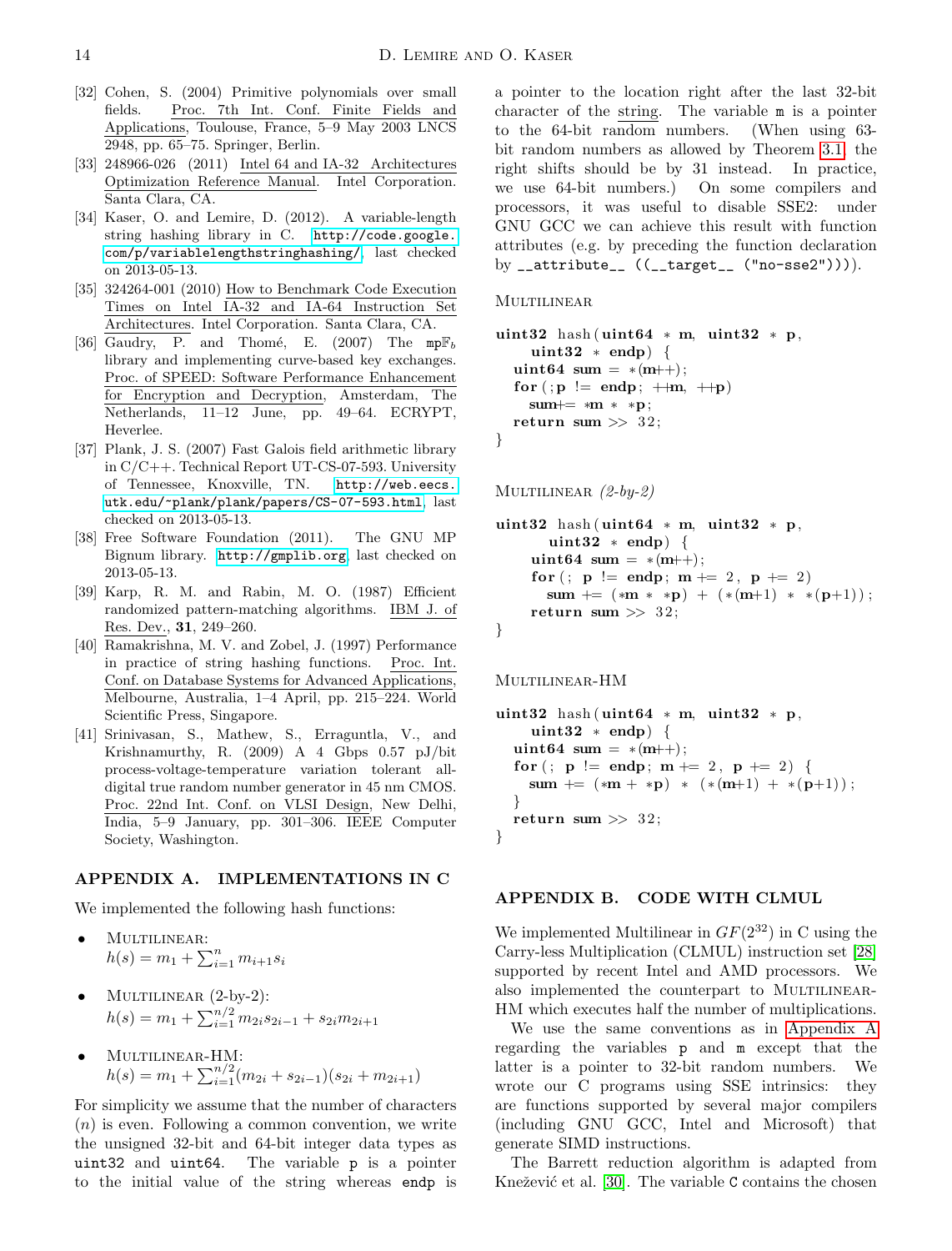[32] Cohen, S. (2004) Primitive polynomials over small fields. Proc. 7th Int. Conf. Finite Fields and Applications, Toulouse, France, 5–9 May 2003 LNCS 2948, pp. 65–75. Springer, Berlin.

[33] 248966-026 (2011) Intel 64 and IA-32 Architectures Optimization Reference Manual. Intel Corporation. Santa Clara, CA.

[34] Kaser, O. and Lemire, D. (2012). A variable-length string hashing library in C. http://code.google.com/p/variablelengthstringhashing/, last checked on 2013-05-13.

[35] 324264-001 (2010) How to Benchmark Code Execution Times on Intel IA-32 and IA-64 Instruction Set Architectures. Intel Corporation. Santa Clara, CA.

[36] Gaudry, P. and Thomé, E. (2007) The $\mathrm{mp}\mathbb{F}_b$ library and implementing curve-based key exchanges. Proc. of SPEED: Software Performance Enhancement for Encryption and Decryption, Amsterdam, The Netherlands, 11–12 June, pp. 49–64. ECRYPT, Heverlee.

[37] Plank, J. S. (2007) Fast Galois field arithmetic library in C/C++. Technical Report UT-CS-07-593. University of Tennessee, Knoxville, TN. http://web.eecs.utk.edu/~plank/plank/papers/CS-07-593.html, last checked on 2013-05-13.

[38] Free Software Foundation (2011). The GNU MP Bignum library. http://gmplib.org, last checked on 2013-05-13.

[39] Karp, R. M. and Rabin, M. O. (1987) Efficient randomized pattern-matching algorithms. IBM J. of Res. Dev., **31**, 249–260.

[40] Ramakrishna, M. V. and Zobel, J. (1997) Performance in practice of string hashing functions. Proc. Int. Conf. on Database Systems for Advanced Applications, Melbourne, Australia, 1–4 April, pp. 215–224. World Scientific Press, Singapore.

[41] Srinivasan, S., Mathew, S., Erraguntla, V., and Krishnamurthy, R. (2009) A 4 Gbps 0.57 pJ/bit process-voltage-temperature variation tolerant all-digital true random number generator in 45 nm CMOS. Proc. 22nd Int. Conf. on VLSI Design, New Delhi, India, 5–9 January, pp. 301–306. IEEE Computer Society, Washington.

## APPENDIX A. IMPLEMENTATIONS IN C

We implemented the following hash functions:

- Multilinear: $h(s) = m_1 + \sum_{i=1}^{n} m_{i+1} s_i$
- Multilinear (2-by-2): $h(s) = m_1 + \sum_{i=1}^{n/2} m_{2i} s_{2i-1} + s_{2i} m_{2i+1}$
- Multilinear-HM: $h(s) = m_1 + \sum_{i=1}^{n/2} (m_{2i} + s_{2i-1})(s_{2i} + m_{2i+1})$

For simplicity we assume that the number of characters ($n$) is even. Following a common convention, we write the unsigned 32-bit and 64-bit integer data types as `uint32` and `uint64`. The variable `p` is a pointer to the initial value of the string whereas `endp` is a pointer to the location right after the last 32-bit character of the string. The variable `m` is a pointer to the 64-bit random numbers. (When using 63-bit random numbers as allowed by Theorem 3.1, the right shifts should be by 31 instead. In practice, we use 64-bit numbers.) On some compilers and processors, it was useful to disable SSE2: under GNU GCC we can achieve this result with function attributes (e.g. by preceding the function declaration by `__attribute__ ((__target__ ("no-sse2")))`).

Multilinear

```
uint32 hash(uint64 * m, uint32 * p,
    uint32 * endp) {
  uint64 sum = *(m++);
  for(;p != endp; ++m, ++p)
    sum+= *m * *p;
  return sum >> 32;
}
```

Multilinear *(2-by-2)*

```
uint32 hash(uint64 * m, uint32 * p,
      uint32 * endp) {
    uint64 sum = *(m++);
    for(; p != endp; m += 2, p += 2)
      sum += (*m * *p) + (*(m+1) * *(p+1));
    return sum >> 32;
}
```

Multilinear-HM

```
uint32 hash(uint64 * m, uint32 * p,
    uint32 * endp) {
  uint64 sum = *(m++);
  for(; p != endp; m += 2, p += 2) {
    sum += (*m + *p) * (*(m+1) + *(p+1));
  }
  return sum >> 32;
}
```

## APPENDIX B. CODE WITH CLMUL

We implemented Multilinear in $GF(2^{32})$ in C using the Carry-less Multiplication (CLMUL) instruction set [28] supported by recent Intel and AMD processors. We also implemented the counterpart to Multilinear-HM which executes half the number of multiplications.

We use the same conventions as in Appendix A regarding the variables `p` and `m` except that the latter is a pointer to 32-bit random numbers. We wrote our C programs using SSE intrinsics: they are functions supported by several major compilers (including GNU GCC, Intel and Microsoft) that generate SIMD instructions.

The Barrett reduction algorithm is adapted from Knežević et al. [30]. The variable `C` contains the chosen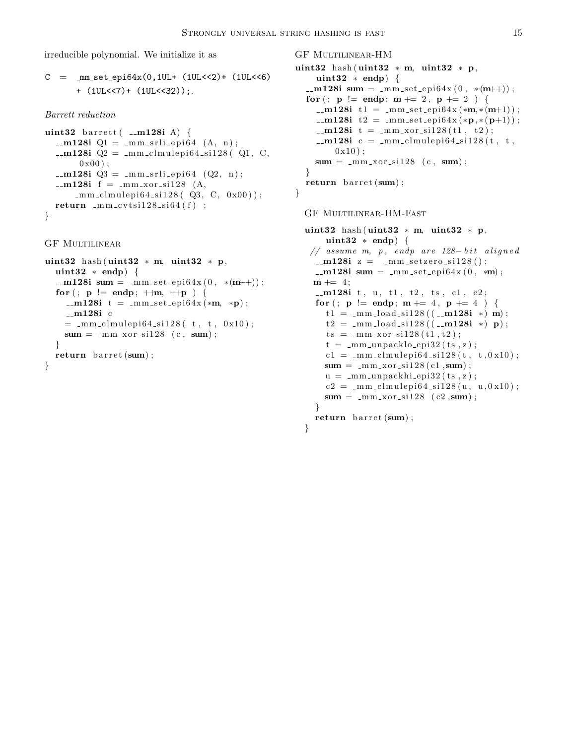irreducible polynomial. We initialize it as

```
C  =  _mm_set_epi64x(0,1UL+ (1UL<<2)+ (1UL<<6)
      + (1UL<<7)+ (1UL<<32));.
```

*Barrett reduction*

```
uint32 barrett( __m128i A) {
  __m128i Q1 = _mm_srli_epi64 (A, n);
  __m128i Q2 = _mm_clmulepi64_si128( Q1, C,
       0x00);
  __m128i Q3 = _mm_srli_epi64 (Q2, n);
  __m128i f = _mm_xor_si128 (A,
      _mm_clmulepi64_si128( Q3, C, 0x00));
  return _mm_cvtsi128_si64(f) ;
}
```

GF Multilinear

```
uint32 hash(uint32 * m, uint32 * p,
  uint32 * endp) {
  __m128i sum = _mm_set_epi64x(0, *(m++));
  for(; p != endp; ++m, ++p ) {
    __m128i t = _mm_set_epi64x(*m, *p);
    __m128i c
    = _mm_clmulepi64_si128( t, t, 0x10);
    sum = _mm_xor_si128 (c, sum);
  }
  return barret(sum);
}
```

GF Multilinear-HM

```
uint32 hash(uint32 * m, uint32 * p,
    uint32 * endp) {
  __m128i sum = _mm_set_epi64x(0, *(m++));
  for(; p != endp; m += 2, p += 2 ) {
    __m128i t1 = _mm_set_epi64x(*m,*(m+1));
    __m128i t2 = _mm_set_epi64x(*p,*(p+1));
    __m128i t = _mm_xor_si128(t1, t2);
    __m128i c = _mm_clmulepi64_si128(t, t,
        0x10);
    sum = _mm_xor_si128 (c, sum);
  }
  return barret(sum);
}
```

GF Multilinear-HM-Fast

```
uint32 hash(uint32 * m, uint32 * p,
    uint32 * endp) {
 // assume m, p, endp are 128-bit aligned
  __m128i z =  _mm_setzero_si128();
  __m128i sum = _mm_set_epi64x(0, *m);
  m += 4;
  __m128i t, u, t1, t2, ts, c1, c2;
  for(; p != endp; m += 4, p += 4 ) {
    t1 = _mm_load_si128((__m128i *) m);
    t2 = _mm_load_si128((__m128i *) p);
    ts = _mm_xor_si128(t1,t2);
    t = _mm_unpacklo_epi32(ts,z);
    c1 = _mm_clmulepi64_si128(t, t,0x10);
    sum = _mm_xor_si128(c1,sum);
    u = _mm_unpackhi_epi32(ts,z);
    c2 = _mm_clmulepi64_si128(u, u,0x10);
    sum = _mm_xor_si128 (c2,sum);
  }
  return barret(sum);
}
```